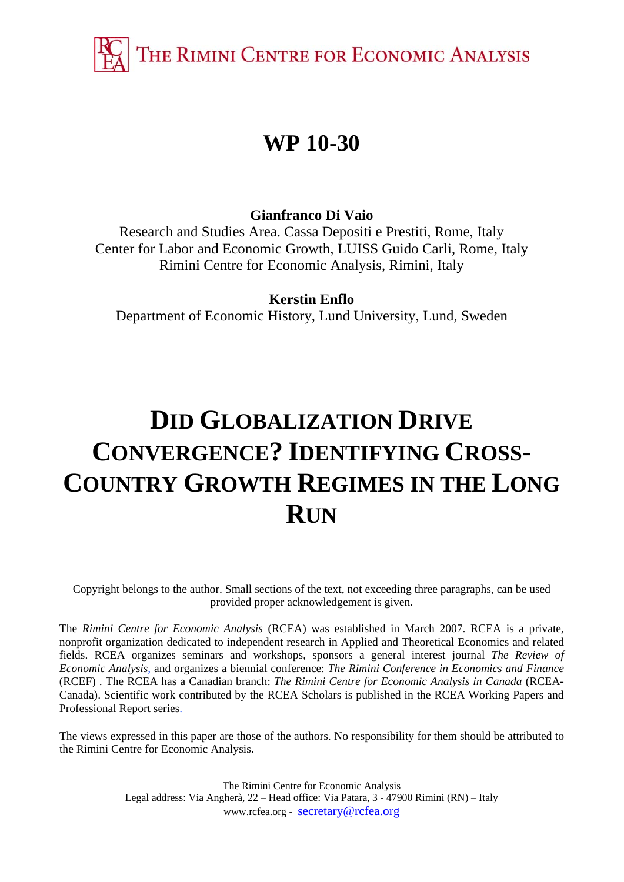THE RIMINI CENTRE FOR ECONOMIC ANALYSIS

# WP 10-30

**Gianfranco Di Vaio**
Research and Studies Area. Cassa Depositi e Prestiti, Rome, Italy
Center for Labor and Economic Growth, LUISS Guido Carli, Rome, Italy
Rimini Centre for Economic Analysis, Rimini, Italy

**Kerstin Enflo**
Department of Economic History, Lund University, Lund, Sweden

# DID GLOBALIZATION DRIVE CONVERGENCE? IDENTIFYING CROSS-COUNTRY GROWTH REGIMES IN THE LONG RUN

Copyright belongs to the author. Small sections of the text, not exceeding three paragraphs, can be used provided proper acknowledgement is given.

The *Rimini Centre for Economic Analysis* (RCEA) was established in March 2007. RCEA is a private, nonprofit organization dedicated to independent research in Applied and Theoretical Economics and related fields. RCEA organizes seminars and workshops, sponsors a general interest journal *The Review of Economic Analysis*, and organizes a biennial conference: *The Rimini Conference in Economics and Finance* (RCEF) . The RCEA has a Canadian branch: *The Rimini Centre for Economic Analysis in Canada* (RCEA-Canada). Scientific work contributed by the RCEA Scholars is published in the RCEA Working Papers and Professional Report series.

The views expressed in this paper are those of the authors. No responsibility for them should be attributed to the Rimini Centre for Economic Analysis.

The Rimini Centre for Economic Analysis
Legal address: Via Angherà, 22 – Head office: Via Patara, 3 - 47900 Rimini (RN) – Italy
www.rcfea.org - secretary@rcfea.org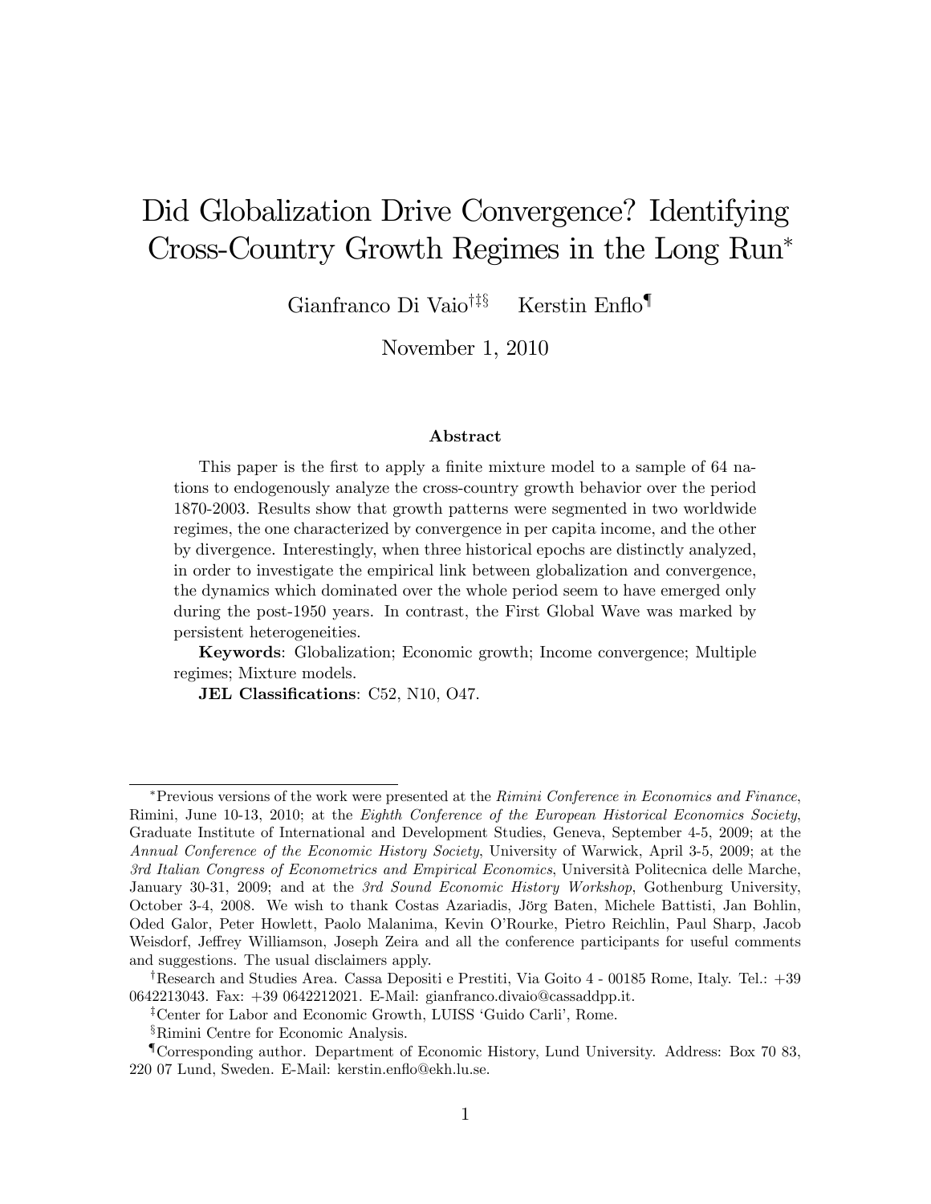# Did Globalization Drive Convergence? Identifying Cross-Country Growth Regimes in the Long Run*

Gianfranco Di Vaio[†‡§] Kerstin Enflo[¶]

November 1, 2010

**Abstract**

This paper is the first to apply a finite mixture model to a sample of 64 nations to endogenously analyze the cross-country growth behavior over the period 1870-2003. Results show that growth patterns were segmented in two worldwide regimes, the one characterized by convergence in per capita income, and the other by divergence. Interestingly, when three historical epochs are distinctly analyzed, in order to investigate the empirical link between globalization and convergence, the dynamics which dominated over the whole period seem to have emerged only during the post-1950 years. In contrast, the First Global Wave was marked by persistent heterogeneities.

**Keywords**: Globalization; Economic growth; Income convergence; Multiple regimes; Mixture models.

**JEL Classifications**: C52, N10, O47.

---

*Previous versions of the work were presented at the *Rimini Conference in Economics and Finance*, Rimini, June 10-13, 2010; at the *Eighth Conference of the European Historical Economics Society*, Graduate Institute of International and Development Studies, Geneva, September 4-5, 2009; at the *Annual Conference of the Economic History Society*, University of Warwick, April 3-5, 2009; at the *3rd Italian Congress of Econometrics and Empirical Economics*, Università Politecnica delle Marche, January 30-31, 2009; and at the *3rd Sound Economic History Workshop*, Gothenburg University, October 3-4, 2008. We wish to thank Costas Azariadis, Jörg Baten, Michele Battisti, Jan Bohlin, Oded Galor, Peter Howlett, Paolo Malanima, Kevin O'Rourke, Pietro Reichlin, Paul Sharp, Jacob Weisdorf, Jeffrey Williamson, Joseph Zeira and all the conference participants for useful comments and suggestions. The usual disclaimers apply.

†Research and Studies Area. Cassa Depositi e Prestiti, Via Goito 4 - 00185 Rome, Italy. Tel.: +39 0642213043. Fax: +39 0642212021. E-Mail: gianfranco.divaio@cassaddpp.it.

‡Center for Labor and Economic Growth, LUISS 'Guido Carli', Rome.

§Rimini Centre for Economic Analysis.

¶Corresponding author. Department of Economic History, Lund University. Address: Box 70 83, 220 07 Lund, Sweden. E-Mail: kerstin.enflo@ekh.lu.se.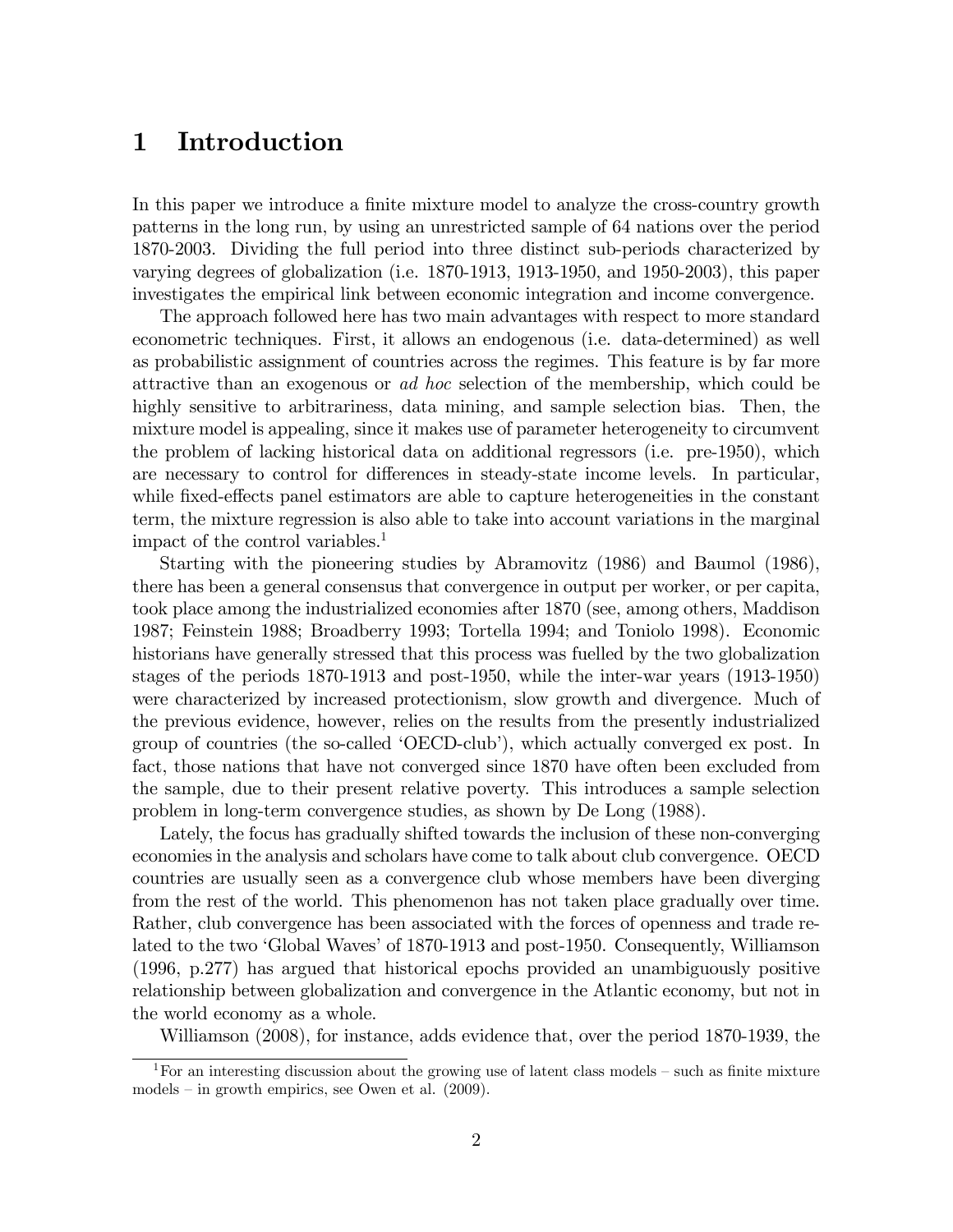# 1 Introduction

In this paper we introduce a finite mixture model to analyze the cross-country growth patterns in the long run, by using an unrestricted sample of 64 nations over the period 1870-2003. Dividing the full period into three distinct sub-periods characterized by varying degrees of globalization (i.e. 1870-1913, 1913-1950, and 1950-2003), this paper investigates the empirical link between economic integration and income convergence.

The approach followed here has two main advantages with respect to more standard econometric techniques. First, it allows an endogenous (i.e. data-determined) as well as probabilistic assignment of countries across the regimes. This feature is by far more attractive than an exogenous or *ad hoc* selection of the membership, which could be highly sensitive to arbitrariness, data mining, and sample selection bias. Then, the mixture model is appealing, since it makes use of parameter heterogeneity to circumvent the problem of lacking historical data on additional regressors (i.e. pre-1950), which are necessary to control for differences in steady-state income levels. In particular, while fixed-effects panel estimators are able to capture heterogeneities in the constant term, the mixture regression is also able to take into account variations in the marginal impact of the control variables.[1]

Starting with the pioneering studies by Abramovitz (1986) and Baumol (1986), there has been a general consensus that convergence in output per worker, or per capita, took place among the industrialized economies after 1870 (see, among others, Maddison 1987; Feinstein 1988; Broadberry 1993; Tortella 1994; and Toniolo 1998). Economic historians have generally stressed that this process was fuelled by the two globalization stages of the periods 1870-1913 and post-1950, while the inter-war years (1913-1950) were characterized by increased protectionism, slow growth and divergence. Much of the previous evidence, however, relies on the results from the presently industrialized group of countries (the so-called 'OECD-club'), which actually converged ex post. In fact, those nations that have not converged since 1870 have often been excluded from the sample, due to their present relative poverty. This introduces a sample selection problem in long-term convergence studies, as shown by De Long (1988).

Lately, the focus has gradually shifted towards the inclusion of these non-converging economies in the analysis and scholars have come to talk about club convergence. OECD countries are usually seen as a convergence club whose members have been diverging from the rest of the world. This phenomenon has not taken place gradually over time. Rather, club convergence has been associated with the forces of openness and trade related to the two 'Global Waves' of 1870-1913 and post-1950. Consequently, Williamson (1996, p.277) has argued that historical epochs provided an unambiguously positive relationship between globalization and convergence in the Atlantic economy, but not in the world economy as a whole.

Williamson (2008), for instance, adds evidence that, over the period 1870-1939, the

[1] For an interesting discussion about the growing use of latent class models – such as finite mixture models – in growth empirics, see Owen et al. (2009).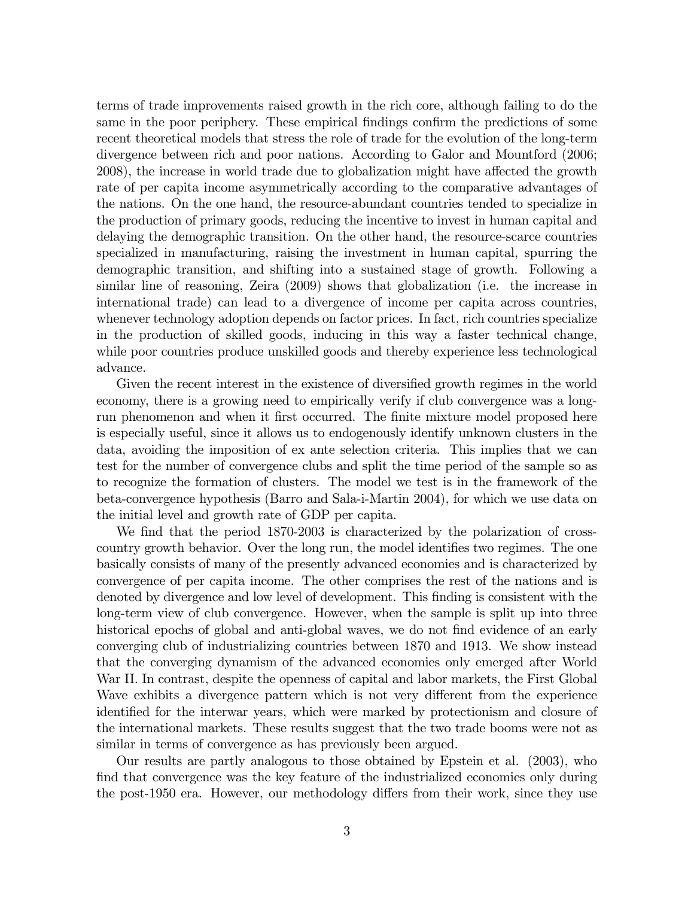terms of trade improvements raised growth in the rich core, although failing to do the same in the poor periphery. These empirical findings confirm the predictions of some recent theoretical models that stress the role of trade for the evolution of the long-term divergence between rich and poor nations. According to Galor and Mountford (2006; 2008), the increase in world trade due to globalization might have affected the growth rate of per capita income asymmetrically according to the comparative advantages of the nations. On the one hand, the resource-abundant countries tended to specialize in the production of primary goods, reducing the incentive to invest in human capital and delaying the demographic transition. On the other hand, the resource-scarce countries specialized in manufacturing, raising the investment in human capital, spurring the demographic transition, and shifting into a sustained stage of growth. Following a similar line of reasoning, Zeira (2009) shows that globalization (i.e. the increase in international trade) can lead to a divergence of income per capita across countries, whenever technology adoption depends on factor prices. In fact, rich countries specialize in the production of skilled goods, inducing in this way a faster technical change, while poor countries produce unskilled goods and thereby experience less technological advance.

Given the recent interest in the existence of diversified growth regimes in the world economy, there is a growing need to empirically verify if club convergence was a long-run phenomenon and when it first occurred. The finite mixture model proposed here is especially useful, since it allows us to endogenously identify unknown clusters in the data, avoiding the imposition of ex ante selection criteria. This implies that we can test for the number of convergence clubs and split the time period of the sample so as to recognize the formation of clusters. The model we test is in the framework of the beta-convergence hypothesis (Barro and Sala-i-Martin 2004), for which we use data on the initial level and growth rate of GDP per capita.

We find that the period 1870-2003 is characterized by the polarization of cross-country growth behavior. Over the long run, the model identifies two regimes. The one basically consists of many of the presently advanced economies and is characterized by convergence of per capita income. The other comprises the rest of the nations and is denoted by divergence and low level of development. This finding is consistent with the long-term view of club convergence. However, when the sample is split up into three historical epochs of global and anti-global waves, we do not find evidence of an early converging club of industrializing countries between 1870 and 1913. We show instead that the converging dynamism of the advanced economies only emerged after World War II. In contrast, despite the openness of capital and labor markets, the First Global Wave exhibits a divergence pattern which is not very different from the experience identified for the interwar years, which were marked by protectionism and closure of the international markets. These results suggest that the two trade booms were not as similar in terms of convergence as has previously been argued.

Our results are partly analogous to those obtained by Epstein et al. (2003), who find that convergence was the key feature of the industrialized economies only during the post-1950 era. However, our methodology differs from their work, since they use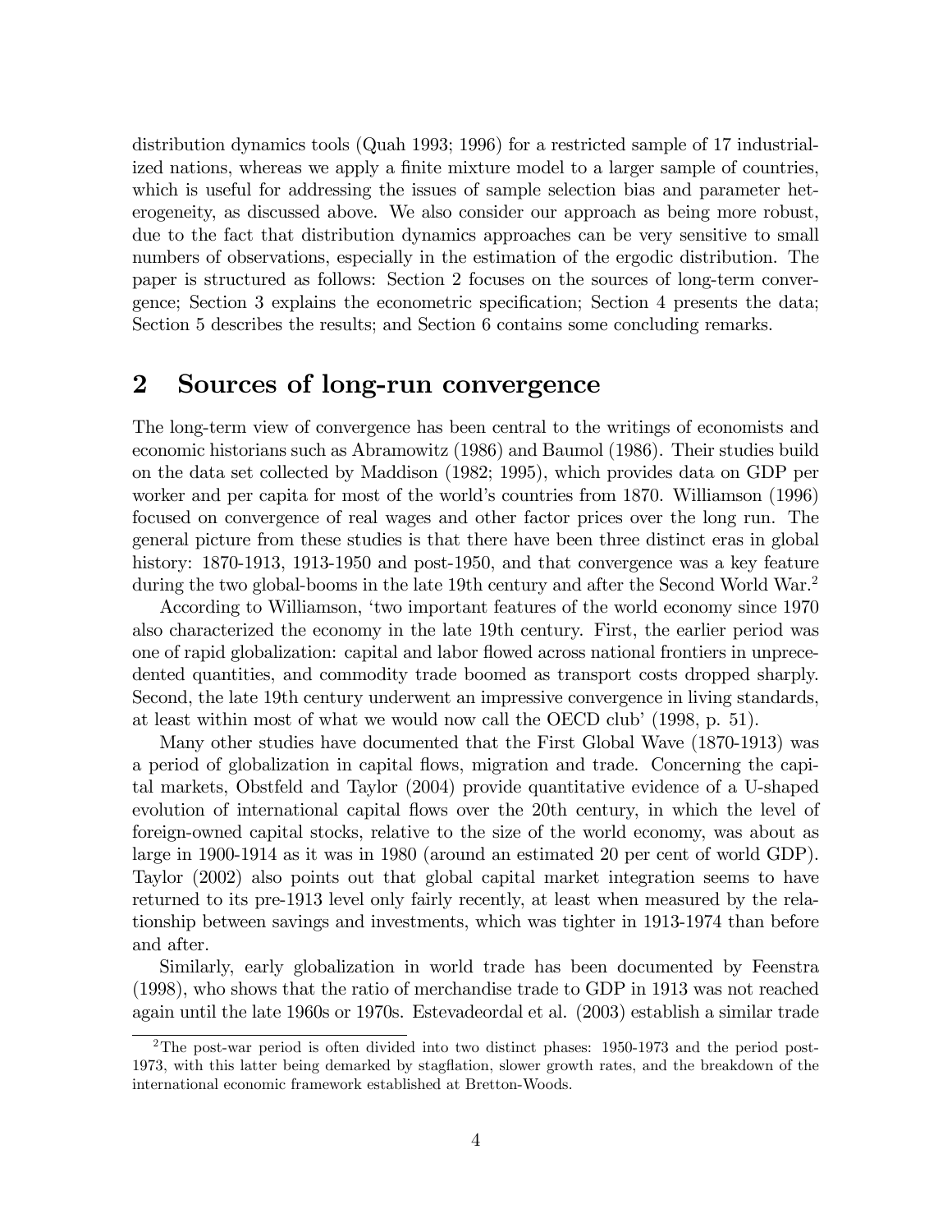distribution dynamics tools (Quah 1993; 1996) for a restricted sample of 17 industrialized nations, whereas we apply a finite mixture model to a larger sample of countries, which is useful for addressing the issues of sample selection bias and parameter heterogeneity, as discussed above. We also consider our approach as being more robust, due to the fact that distribution dynamics approaches can be very sensitive to small numbers of observations, especially in the estimation of the ergodic distribution. The paper is structured as follows: Section 2 focuses on the sources of long-term convergence; Section 3 explains the econometric specification; Section 4 presents the data; Section 5 describes the results; and Section 6 contains some concluding remarks.

## 2 Sources of long-run convergence

The long-term view of convergence has been central to the writings of economists and economic historians such as Abramowitz (1986) and Baumol (1986). Their studies build on the data set collected by Maddison (1982; 1995), which provides data on GDP per worker and per capita for most of the world's countries from 1870. Williamson (1996) focused on convergence of real wages and other factor prices over the long run. The general picture from these studies is that there have been three distinct eras in global history: 1870-1913, 1913-1950 and post-1950, and that convergence was a key feature during the two global-booms in the late 19th century and after the Second World War.[2]

According to Williamson, 'two important features of the world economy since 1970 also characterized the economy in the late 19th century. First, the earlier period was one of rapid globalization: capital and labor flowed across national frontiers in unprecedented quantities, and commodity trade boomed as transport costs dropped sharply. Second, the late 19th century underwent an impressive convergence in living standards, at least within most of what we would now call the OECD club' (1998, p. 51).

Many other studies have documented that the First Global Wave (1870-1913) was a period of globalization in capital flows, migration and trade. Concerning the capital markets, Obstfeld and Taylor (2004) provide quantitative evidence of a U-shaped evolution of international capital flows over the 20th century, in which the level of foreign-owned capital stocks, relative to the size of the world economy, was about as large in 1900-1914 as it was in 1980 (around an estimated 20 per cent of world GDP). Taylor (2002) also points out that global capital market integration seems to have returned to its pre-1913 level only fairly recently, at least when measured by the relationship between savings and investments, which was tighter in 1913-1974 than before and after.

Similarly, early globalization in world trade has been documented by Feenstra (1998), who shows that the ratio of merchandise trade to GDP in 1913 was not reached again until the late 1960s or 1970s. Estevadeordal et al. (2003) establish a similar trade

[2] The post-war period is often divided into two distinct phases: 1950-1973 and the period post-1973, with this latter being demarked by stagflation, slower growth rates, and the breakdown of the international economic framework established at Bretton-Woods.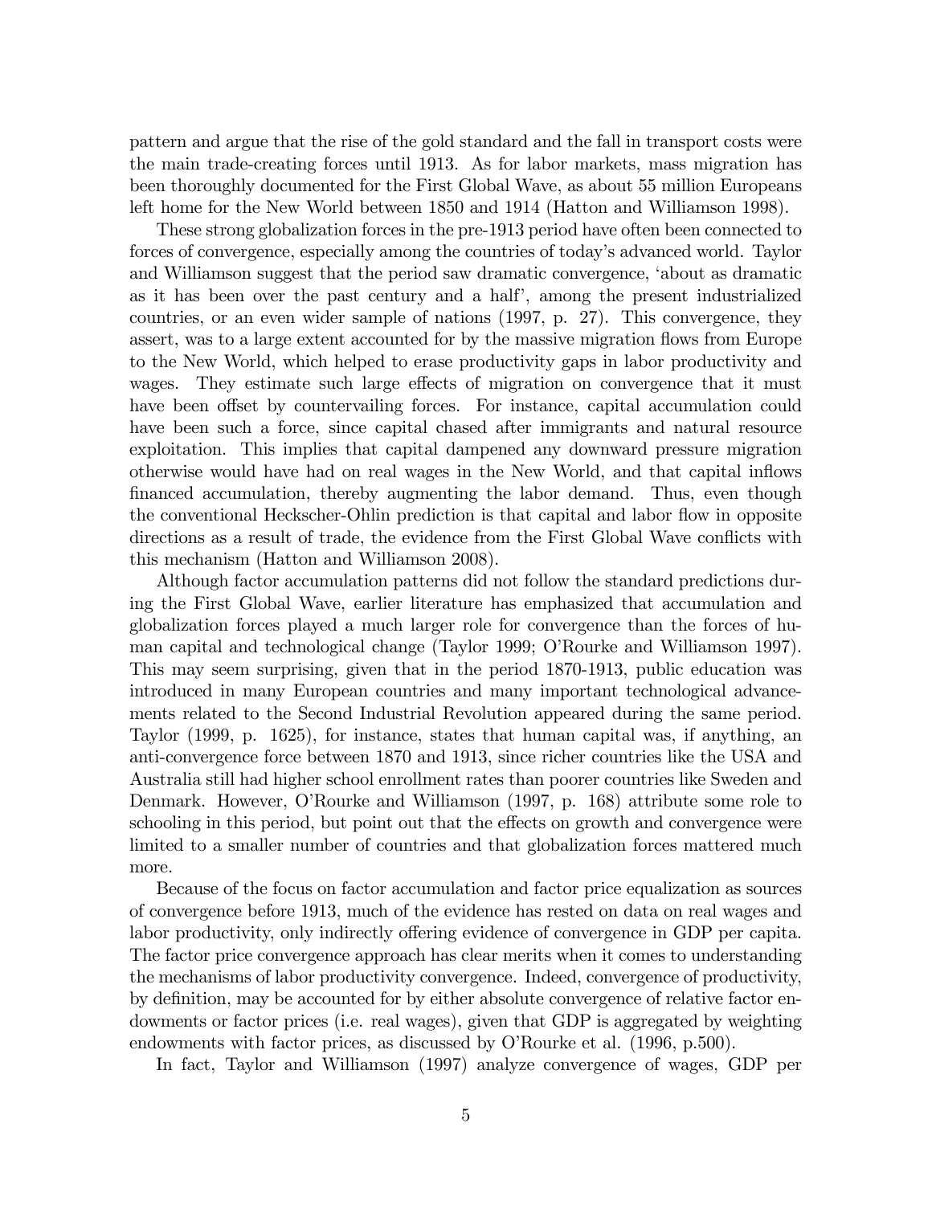pattern and argue that the rise of the gold standard and the fall in transport costs were the main trade-creating forces until 1913. As for labor markets, mass migration has been thoroughly documented for the First Global Wave, as about 55 million Europeans left home for the New World between 1850 and 1914 (Hatton and Williamson 1998).

These strong globalization forces in the pre-1913 period have often been connected to forces of convergence, especially among the countries of today's advanced world. Taylor and Williamson suggest that the period saw dramatic convergence, 'about as dramatic as it has been over the past century and a half', among the present industrialized countries, or an even wider sample of nations (1997, p. 27). This convergence, they assert, was to a large extent accounted for by the massive migration flows from Europe to the New World, which helped to erase productivity gaps in labor productivity and wages. They estimate such large effects of migration on convergence that it must have been offset by countervailing forces. For instance, capital accumulation could have been such a force, since capital chased after immigrants and natural resource exploitation. This implies that capital dampened any downward pressure migration otherwise would have had on real wages in the New World, and that capital inflows financed accumulation, thereby augmenting the labor demand. Thus, even though the conventional Heckscher-Ohlin prediction is that capital and labor flow in opposite directions as a result of trade, the evidence from the First Global Wave conflicts with this mechanism (Hatton and Williamson 2008).

Although factor accumulation patterns did not follow the standard predictions during the First Global Wave, earlier literature has emphasized that accumulation and globalization forces played a much larger role for convergence than the forces of human capital and technological change (Taylor 1999; O'Rourke and Williamson 1997). This may seem surprising, given that in the period 1870-1913, public education was introduced in many European countries and many important technological advancements related to the Second Industrial Revolution appeared during the same period. Taylor (1999, p. 1625), for instance, states that human capital was, if anything, an anti-convergence force between 1870 and 1913, since richer countries like the USA and Australia still had higher school enrollment rates than poorer countries like Sweden and Denmark. However, O'Rourke and Williamson (1997, p. 168) attribute some role to schooling in this period, but point out that the effects on growth and convergence were limited to a smaller number of countries and that globalization forces mattered much more.

Because of the focus on factor accumulation and factor price equalization as sources of convergence before 1913, much of the evidence has rested on data on real wages and labor productivity, only indirectly offering evidence of convergence in GDP per capita. The factor price convergence approach has clear merits when it comes to understanding the mechanisms of labor productivity convergence. Indeed, convergence of productivity, by definition, may be accounted for by either absolute convergence of relative factor endowments or factor prices (i.e. real wages), given that GDP is aggregated by weighting endowments with factor prices, as discussed by O'Rourke et al. (1996, p.500).

In fact, Taylor and Williamson (1997) analyze convergence of wages, GDP per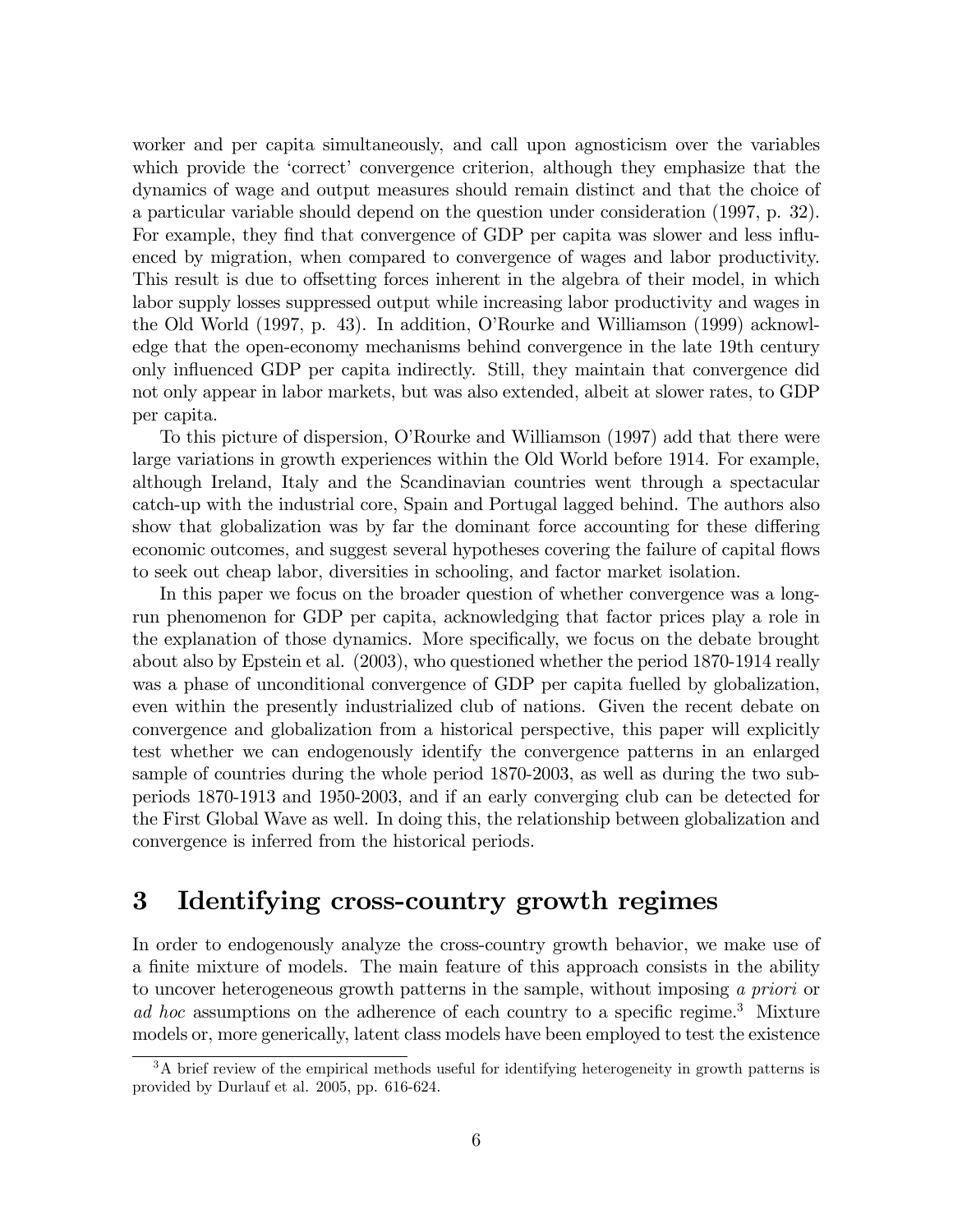worker and per capita simultaneously, and call upon agnosticism over the variables which provide the 'correct' convergence criterion, although they emphasize that the dynamics of wage and output measures should remain distinct and that the choice of a particular variable should depend on the question under consideration (1997, p. 32). For example, they find that convergence of GDP per capita was slower and less influenced by migration, when compared to convergence of wages and labor productivity. This result is due to offsetting forces inherent in the algebra of their model, in which labor supply losses suppressed output while increasing labor productivity and wages in the Old World (1997, p. 43). In addition, O'Rourke and Williamson (1999) acknowledge that the open-economy mechanisms behind convergence in the late 19th century only influenced GDP per capita indirectly. Still, they maintain that convergence did not only appear in labor markets, but was also extended, albeit at slower rates, to GDP per capita.

To this picture of dispersion, O'Rourke and Williamson (1997) add that there were large variations in growth experiences within the Old World before 1914. For example, although Ireland, Italy and the Scandinavian countries went through a spectacular catch-up with the industrial core, Spain and Portugal lagged behind. The authors also show that globalization was by far the dominant force accounting for these differing economic outcomes, and suggest several hypotheses covering the failure of capital flows to seek out cheap labor, diversities in schooling, and factor market isolation.

In this paper we focus on the broader question of whether convergence was a long-run phenomenon for GDP per capita, acknowledging that factor prices play a role in the explanation of those dynamics. More specifically, we focus on the debate brought about also by Epstein et al. (2003), who questioned whether the period 1870-1914 really was a phase of unconditional convergence of GDP per capita fuelled by globalization, even within the presently industrialized club of nations. Given the recent debate on convergence and globalization from a historical perspective, this paper will explicitly test whether we can endogenously identify the convergence patterns in an enlarged sample of countries during the whole period 1870-2003, as well as during the two sub-periods 1870-1913 and 1950-2003, and if an early converging club can be detected for the First Global Wave as well. In doing this, the relationship between globalization and convergence is inferred from the historical periods.

# 3 Identifying cross-country growth regimes

In order to endogenously analyze the cross-country growth behavior, we make use of a finite mixture of models. The main feature of this approach consists in the ability to uncover heterogeneous growth patterns in the sample, without imposing *a priori* or *ad hoc* assumptions on the adherence of each country to a specific regime.[3] Mixture models or, more generically, latent class models have been employed to test the existence

[3] A brief review of the empirical methods useful for identifying heterogeneity in growth patterns is provided by Durlauf et al. 2005, pp. 616-624.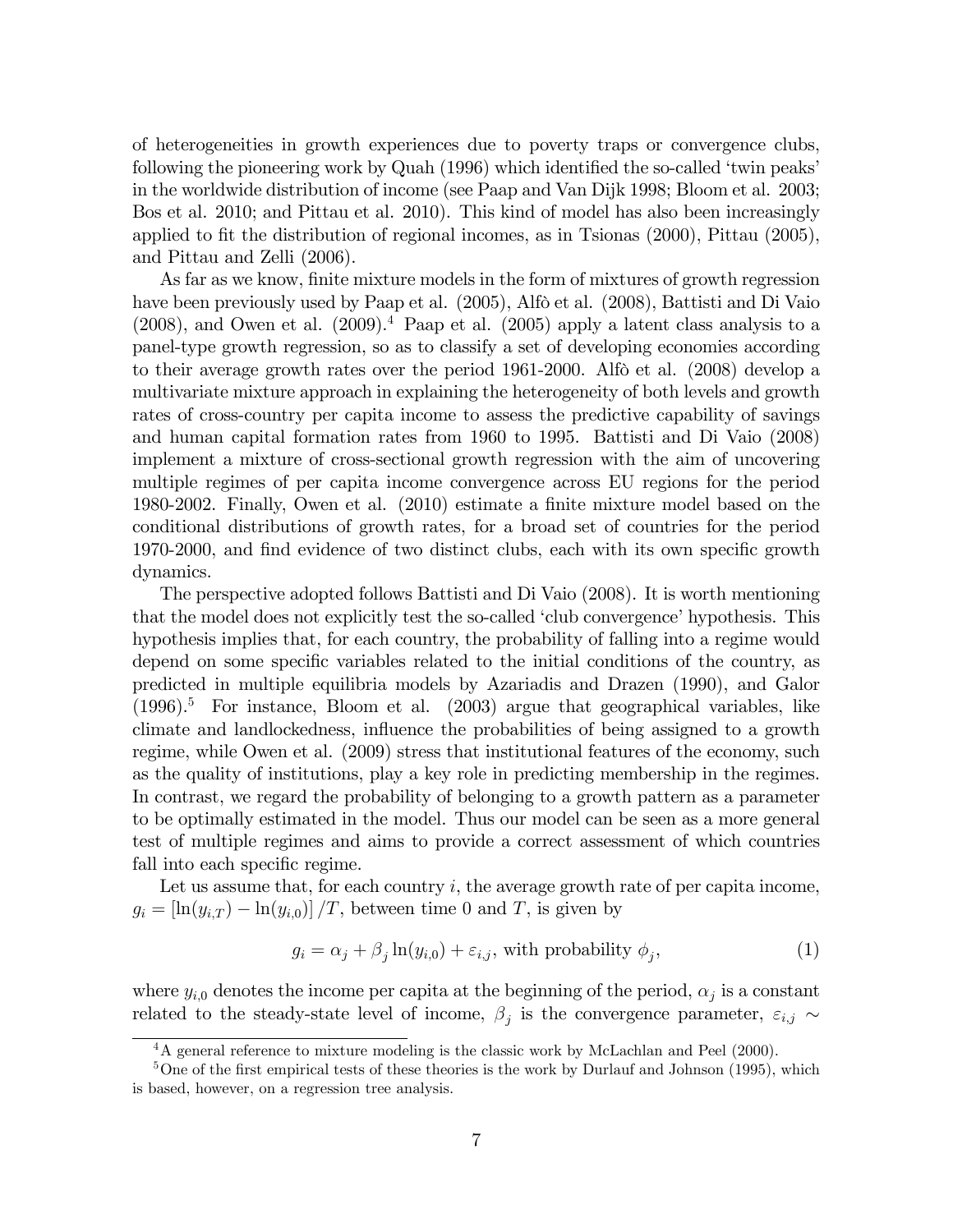of heterogeneities in growth experiences due to poverty traps or convergence clubs, following the pioneering work by Quah (1996) which identified the so-called 'twin peaks' in the worldwide distribution of income (see Paap and Van Dijk 1998; Bloom et al. 2003; Bos et al. 2010; and Pittau et al. 2010). This kind of model has also been increasingly applied to fit the distribution of regional incomes, as in Tsionas (2000), Pittau (2005), and Pittau and Zelli (2006).

As far as we know, finite mixture models in the form of mixtures of growth regression have been previously used by Paap et al. (2005), Alfò et al. (2008), Battisti and Di Vaio (2008), and Owen et al. (2009).[4] Paap et al. (2005) apply a latent class analysis to a panel-type growth regression, so as to classify a set of developing economies according to their average growth rates over the period 1961-2000. Alfò et al. (2008) develop a multivariate mixture approach in explaining the heterogeneity of both levels and growth rates of cross-country per capita income to assess the predictive capability of savings and human capital formation rates from 1960 to 1995. Battisti and Di Vaio (2008) implement a mixture of cross-sectional growth regression with the aim of uncovering multiple regimes of per capita income convergence across EU regions for the period 1980-2002. Finally, Owen et al. (2010) estimate a finite mixture model based on the conditional distributions of growth rates, for a broad set of countries for the period 1970-2000, and find evidence of two distinct clubs, each with its own specific growth dynamics.

The perspective adopted follows Battisti and Di Vaio (2008). It is worth mentioning that the model does not explicitly test the so-called 'club convergence' hypothesis. This hypothesis implies that, for each country, the probability of falling into a regime would depend on some specific variables related to the initial conditions of the country, as predicted in multiple equilibria models by Azariadis and Drazen (1990), and Galor (1996).[5] For instance, Bloom et al. (2003) argue that geographical variables, like climate and landlockedness, influence the probabilities of being assigned to a growth regime, while Owen et al. (2009) stress that institutional features of the economy, such as the quality of institutions, play a key role in predicting membership in the regimes. In contrast, we regard the probability of belonging to a growth pattern as a parameter to be optimally estimated in the model. Thus our model can be seen as a more general test of multiple regimes and aims to provide a correct assessment of which countries fall into each specific regime.

Let us assume that, for each country $i$, the average growth rate of per capita income, $g_i = [\ln(y_{i,T}) - \ln(y_{i,0})]/T$, between time 0 and $T$, is given by

$$g_i = \alpha_j + \beta_j \ln(y_{i,0}) + \varepsilon_{i,j}, \text{ with probability } \phi_j, \tag{1}$$

where $y_{i,0}$ denotes the income per capita at the beginning of the period, $\alpha_j$ is a constant related to the steady-state level of income, $\beta_j$ is the convergence parameter, $\varepsilon_{i,j} \sim$

[4] A general reference to mixture modeling is the classic work by McLachlan and Peel (2000).

[5] One of the first empirical tests of these theories is the work by Durlauf and Johnson (1995), which is based, however, on a regression tree analysis.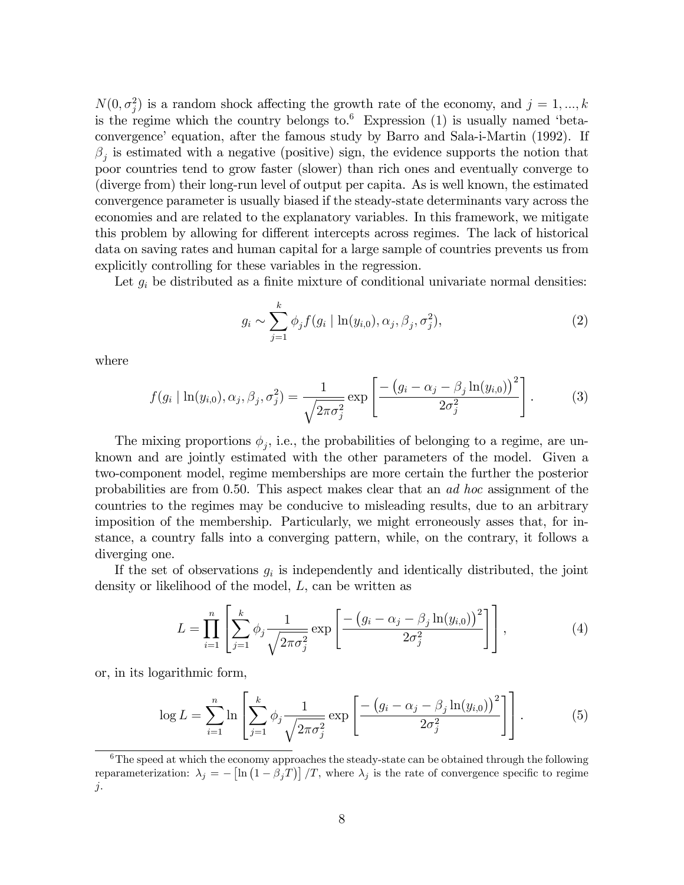$N(0, \sigma_j^2)$ is a random shock affecting the growth rate of the economy, and $j = 1, ..., k$ is the regime which the country belongs to.[6] Expression (1) is usually named 'beta-convergence' equation, after the famous study by Barro and Sala-i-Martin (1992). If $\beta_j$ is estimated with a negative (positive) sign, the evidence supports the notion that poor countries tend to grow faster (slower) than rich ones and eventually converge to (diverge from) their long-run level of output per capita. As is well known, the estimated convergence parameter is usually biased if the steady-state determinants vary across the economies and are related to the explanatory variables. In this framework, we mitigate this problem by allowing for different intercepts across regimes. The lack of historical data on saving rates and human capital for a large sample of countries prevents us from explicitly controlling for these variables in the regression.

Let $g_i$ be distributed as a finite mixture of conditional univariate normal densities:

$$g_i \sim \sum_{j=1}^{k} \phi_j f(g_i \mid \ln(y_{i,0}), \alpha_j, \beta_j, \sigma_j^2), \tag{2}$$

where

$$f(g_i \mid \ln(y_{i,0}), \alpha_j, \beta_j, \sigma_j^2) = \frac{1}{\sqrt{2\pi\sigma_j^2}} \exp\left[\frac{-\left(g_i - \alpha_j - \beta_j \ln(y_{i,0})\right)^2}{2\sigma_j^2}\right]. \tag{3}$$

The mixing proportions $\phi_j$, i.e., the probabilities of belonging to a regime, are unknown and are jointly estimated with the other parameters of the model. Given a two-component model, regime memberships are more certain the further the posterior probabilities are from 0.50. This aspect makes clear that an *ad hoc* assignment of the countries to the regimes may be conducive to misleading results, due to an arbitrary imposition of the membership. Particularly, we might erroneously asses that, for instance, a country falls into a converging pattern, while, on the contrary, it follows a diverging one.

If the set of observations $g_i$ is independently and identically distributed, the joint density or likelihood of the model, $L$, can be written as

$$L = \prod_{i=1}^{n} \left[\sum_{j=1}^{k} \phi_j \frac{1}{\sqrt{2\pi\sigma_j^2}} \exp\left[\frac{-\left(g_i - \alpha_j - \beta_j \ln(y_{i,0})\right)^2}{2\sigma_j^2}\right]\right], \tag{4}$$

or, in its logarithmic form,

$$\log L = \sum_{i=1}^{n} \ln\left[\sum_{j=1}^{k} \phi_j \frac{1}{\sqrt{2\pi\sigma_j^2}} \exp\left[\frac{-\left(g_i - \alpha_j - \beta_j \ln(y_{i,0})\right)^2}{2\sigma_j^2}\right]\right]. \tag{5}$$

[6] The speed at which the economy approaches the steady-state can be obtained through the following reparameterization: $\lambda_j = -\left[\ln\left(1 - \beta_j T\right)\right]/T$, where $\lambda_j$ is the rate of convergence specific to regime $j$.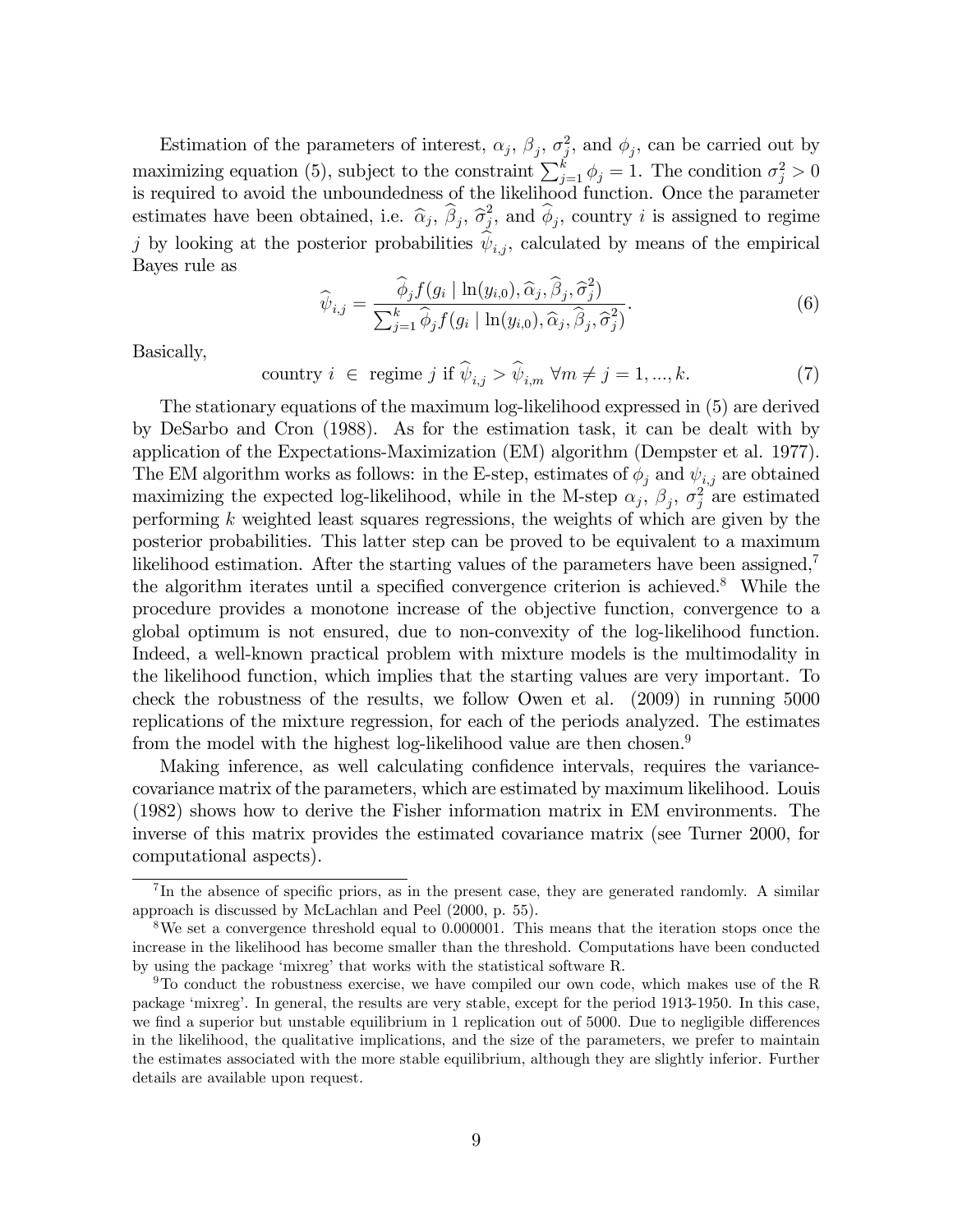Estimation of the parameters of interest, $\alpha_j$, $\beta_j$, $\sigma_j^2$, and $\phi_j$, can be carried out by maximizing equation (5), subject to the constraint $\sum_{j=1}^{k} \phi_j = 1$. The condition $\sigma_j^2 > 0$ is required to avoid the unboundedness of the likelihood function. Once the parameter estimates have been obtained, i.e. $\widehat{\alpha}_j$, $\widehat{\beta}_j$, $\widehat{\sigma}_j^2$, and $\widehat{\phi}_j$, country $i$ is assigned to regime $j$ by looking at the posterior probabilities $\widehat{\psi}_{i,j}$, calculated by means of the empirical Bayes rule as

$$\widehat{\psi}_{i,j} = \frac{\widehat{\phi}_j f(g_i \mid \ln(y_{i,0}), \widehat{\alpha}_j, \widehat{\beta}_j, \widehat{\sigma}_j^2)}{\sum_{j=1}^{k} \widehat{\phi}_j f(g_i \mid \ln(y_{i,0}), \widehat{\alpha}_j, \widehat{\beta}_j, \widehat{\sigma}_j^2)}. \tag{6}$$

Basically,

$$\text{country } i \in \text{ regime } j \text{ if } \widehat{\psi}_{i,j} > \widehat{\psi}_{i,m} \ \forall m \neq j = 1, ..., k. \tag{7}$$

The stationary equations of the maximum log-likelihood expressed in (5) are derived by DeSarbo and Cron (1988). As for the estimation task, it can be dealt with by application of the Expectations-Maximization (EM) algorithm (Dempster et al. 1977). The EM algorithm works as follows: in the E-step, estimates of $\phi_j$ and $\psi_{i,j}$ are obtained maximizing the expected log-likelihood, while in the M-step $\alpha_j$, $\beta_j$, $\sigma_j^2$ are estimated performing $k$ weighted least squares regressions, the weights of which are given by the posterior probabilities. This latter step can be proved to be equivalent to a maximum likelihood estimation. After the starting values of the parameters have been assigned,[7] the algorithm iterates until a specified convergence criterion is achieved.[8] While the procedure provides a monotone increase of the objective function, convergence to a global optimum is not ensured, due to non-convexity of the log-likelihood function. Indeed, a well-known practical problem with mixture models is the multimodality in the likelihood function, which implies that the starting values are very important. To check the robustness of the results, we follow Owen et al. (2009) in running 5000 replications of the mixture regression, for each of the periods analyzed. The estimates from the model with the highest log-likelihood value are then chosen.[9]

Making inference, as well calculating confidence intervals, requires the variance-covariance matrix of the parameters, which are estimated by maximum likelihood. Louis (1982) shows how to derive the Fisher information matrix in EM environments. The inverse of this matrix provides the estimated covariance matrix (see Turner 2000, for computational aspects).

---

[7] In the absence of specific priors, as in the present case, they are generated randomly. A similar approach is discussed by McLachlan and Peel (2000, p. 55).

[8] We set a convergence threshold equal to 0.000001. This means that the iteration stops once the increase in the likelihood has become smaller than the threshold. Computations have been conducted by using the package 'mixreg' that works with the statistical software R.

[9] To conduct the robustness exercise, we have compiled our own code, which makes use of the R package 'mixreg'. In general, the results are very stable, except for the period 1913-1950. In this case, we find a superior but unstable equilibrium in 1 replication out of 5000. Due to negligible differences in the likelihood, the qualitative implications, and the size of the parameters, we prefer to maintain the estimates associated with the more stable equilibrium, although they are slightly inferior. Further details are available upon request.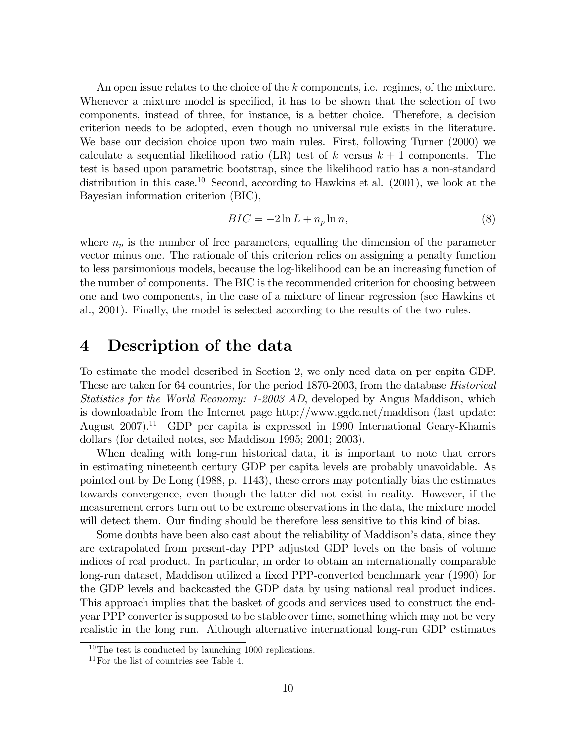An open issue relates to the choice of the $k$ components, i.e. regimes, of the mixture. Whenever a mixture model is specified, it has to be shown that the selection of two components, instead of three, for instance, is a better choice. Therefore, a decision criterion needs to be adopted, even though no universal rule exists in the literature. We base our decision choice upon two main rules. First, following Turner (2000) we calculate a sequential likelihood ratio (LR) test of $k$ versus $k+1$ components. The test is based upon parametric bootstrap, since the likelihood ratio has a non-standard distribution in this case.[10] Second, according to Hawkins et al. (2001), we look at the Bayesian information criterion (BIC),

$$BIC = -2 \ln L + n_p \ln n, \tag{8}$$

where $n_p$ is the number of free parameters, equalling the dimension of the parameter vector minus one. The rationale of this criterion relies on assigning a penalty function to less parsimonious models, because the log-likelihood can be an increasing function of the number of components. The BIC is the recommended criterion for choosing between one and two components, in the case of a mixture of linear regression (see Hawkins et al., 2001). Finally, the model is selected according to the results of the two rules.

# 4 Description of the data

To estimate the model described in Section 2, we only need data on per capita GDP. These are taken for 64 countries, for the period 1870-2003, from the database *Historical Statistics for the World Economy: 1-2003 AD*, developed by Angus Maddison, which is downloadable from the Internet page http://www.ggdc.net/maddison (last update: August 2007).[11] GDP per capita is expressed in 1990 International Geary-Khamis dollars (for detailed notes, see Maddison 1995; 2001; 2003).

When dealing with long-run historical data, it is important to note that errors in estimating nineteenth century GDP per capita levels are probably unavoidable. As pointed out by De Long (1988, p. 1143), these errors may potentially bias the estimates towards convergence, even though the latter did not exist in reality. However, if the measurement errors turn out to be extreme observations in the data, the mixture model will detect them. Our finding should be therefore less sensitive to this kind of bias.

Some doubts have been also cast about the reliability of Maddison's data, since they are extrapolated from present-day PPP adjusted GDP levels on the basis of volume indices of real product. In particular, in order to obtain an internationally comparable long-run dataset, Maddison utilized a fixed PPP-converted benchmark year (1990) for the GDP levels and backcasted the GDP data by using national real product indices. This approach implies that the basket of goods and services used to construct the end-year PPP converter is supposed to be stable over time, something which may not be very realistic in the long run. Although alternative international long-run GDP estimates

[10] The test is conducted by launching 1000 replications.

[11] For the list of countries see Table 4.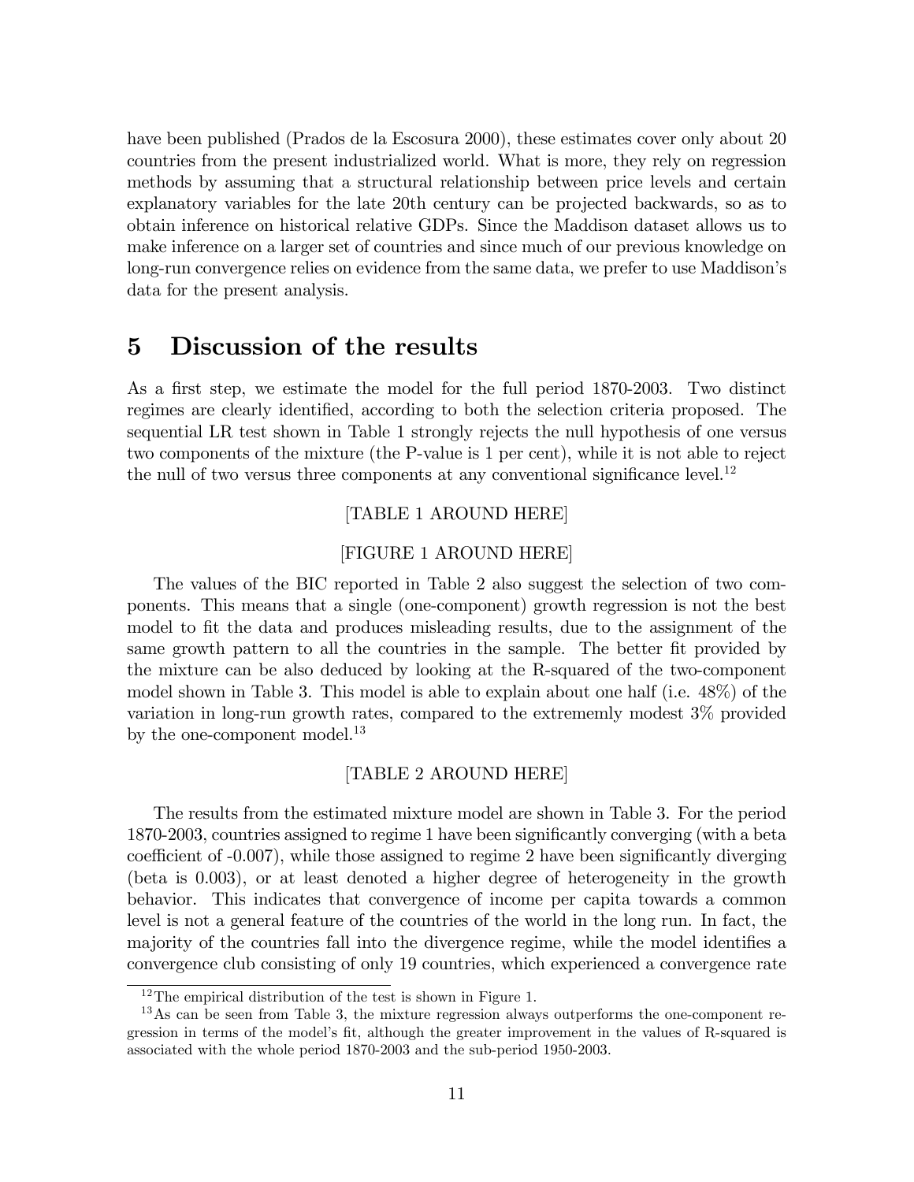have been published (Prados de la Escosura 2000), these estimates cover only about 20 countries from the present industrialized world. What is more, they rely on regression methods by assuming that a structural relationship between price levels and certain explanatory variables for the late 20th century can be projected backwards, so as to obtain inference on historical relative GDPs. Since the Maddison dataset allows us to make inference on a larger set of countries and since much of our previous knowledge on long-run convergence relies on evidence from the same data, we prefer to use Maddison's data for the present analysis.

# 5 Discussion of the results

As a first step, we estimate the model for the full period 1870-2003. Two distinct regimes are clearly identified, according to both the selection criteria proposed. The sequential LR test shown in Table 1 strongly rejects the null hypothesis of one versus two components of the mixture (the P-value is 1 per cent), while it is not able to reject the null of two versus three components at any conventional significance level.[12]

[TABLE 1 AROUND HERE]

[FIGURE 1 AROUND HERE]

The values of the BIC reported in Table 2 also suggest the selection of two components. This means that a single (one-component) growth regression is not the best model to fit the data and produces misleading results, due to the assignment of the same growth pattern to all the countries in the sample. The better fit provided by the mixture can be also deduced by looking at the R-squared of the two-component model shown in Table 3. This model is able to explain about one half (i.e. 48%) of the variation in long-run growth rates, compared to the extrememly modest 3% provided by the one-component model.[13]

[TABLE 2 AROUND HERE]

The results from the estimated mixture model are shown in Table 3. For the period 1870-2003, countries assigned to regime 1 have been significantly converging (with a beta coefficient of -0.007), while those assigned to regime 2 have been significantly diverging (beta is 0.003), or at least denoted a higher degree of heterogeneity in the growth behavior. This indicates that convergence of income per capita towards a common level is not a general feature of the countries of the world in the long run. In fact, the majority of the countries fall into the divergence regime, while the model identifies a convergence club consisting of only 19 countries, which experienced a convergence rate

[12] The empirical distribution of the test is shown in Figure 1.

[13] As can be seen from Table 3, the mixture regression always outperforms the one-component regression in terms of the model's fit, although the greater improvement in the values of R-squared is associated with the whole period 1870-2003 and the sub-period 1950-2003.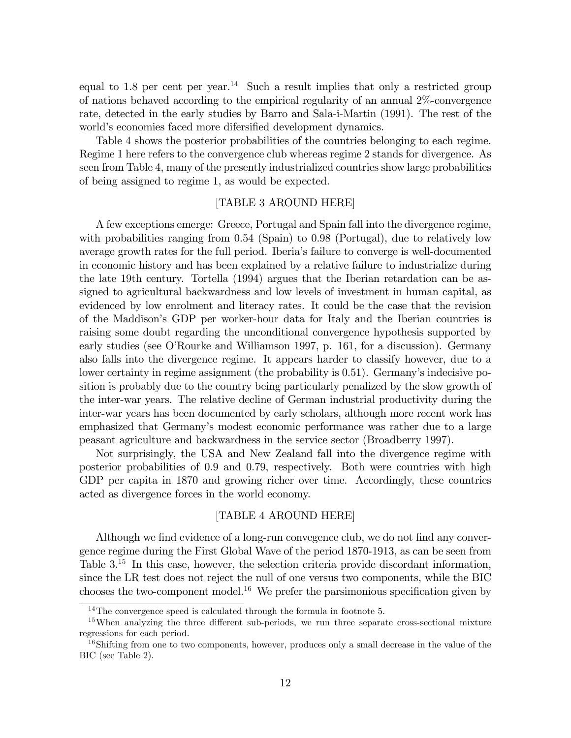equal to 1.8 per cent per year.[14] Such a result implies that only a restricted group of nations behaved according to the empirical regularity of an annual 2%-convergence rate, detected in the early studies by Barro and Sala-i-Martin (1991). The rest of the world's economies faced more difersified development dynamics.

Table 4 shows the posterior probabilities of the countries belonging to each regime. Regime 1 here refers to the convergence club whereas regime 2 stands for divergence. As seen from Table 4, many of the presently industrialized countries show large probabilities of being assigned to regime 1, as would be expected.

[TABLE 3 AROUND HERE]

A few exceptions emerge: Greece, Portugal and Spain fall into the divergence regime, with probabilities ranging from 0.54 (Spain) to 0.98 (Portugal), due to relatively low average growth rates for the full period. Iberia's failure to converge is well-documented in economic history and has been explained by a relative failure to industrialize during the late 19th century. Tortella (1994) argues that the Iberian retardation can be assigned to agricultural backwardness and low levels of investment in human capital, as evidenced by low enrolment and literacy rates. It could be the case that the revision of the Maddison's GDP per worker-hour data for Italy and the Iberian countries is raising some doubt regarding the unconditional convergence hypothesis supported by early studies (see O'Rourke and Williamson 1997, p. 161, for a discussion). Germany also falls into the divergence regime. It appears harder to classify however, due to a lower certainty in regime assignment (the probability is 0.51). Germany's indecisive position is probably due to the country being particularly penalized by the slow growth of the inter-war years. The relative decline of German industrial productivity during the inter-war years has been documented by early scholars, although more recent work has emphasized that Germany's modest economic performance was rather due to a large peasant agriculture and backwardness in the service sector (Broadberry 1997).

Not surprisingly, the USA and New Zealand fall into the divergence regime with posterior probabilities of 0.9 and 0.79, respectively. Both were countries with high GDP per capita in 1870 and growing richer over time. Accordingly, these countries acted as divergence forces in the world economy.

[TABLE 4 AROUND HERE]

Although we find evidence of a long-run convegence club, we do not find any convergence regime during the First Global Wave of the period 1870-1913, as can be seen from Table 3.[15] In this case, however, the selection criteria provide discordant information, since the LR test does not reject the null of one versus two components, while the BIC chooses the two-component model.[16] We prefer the parsimonious specification given by

[14] The convergence speed is calculated through the formula in footnote 5.

[15] When analyzing the three different sub-periods, we run three separate cross-sectional mixture regressions for each period.

[16] Shifting from one to two components, however, produces only a small decrease in the value of the BIC (see Table 2).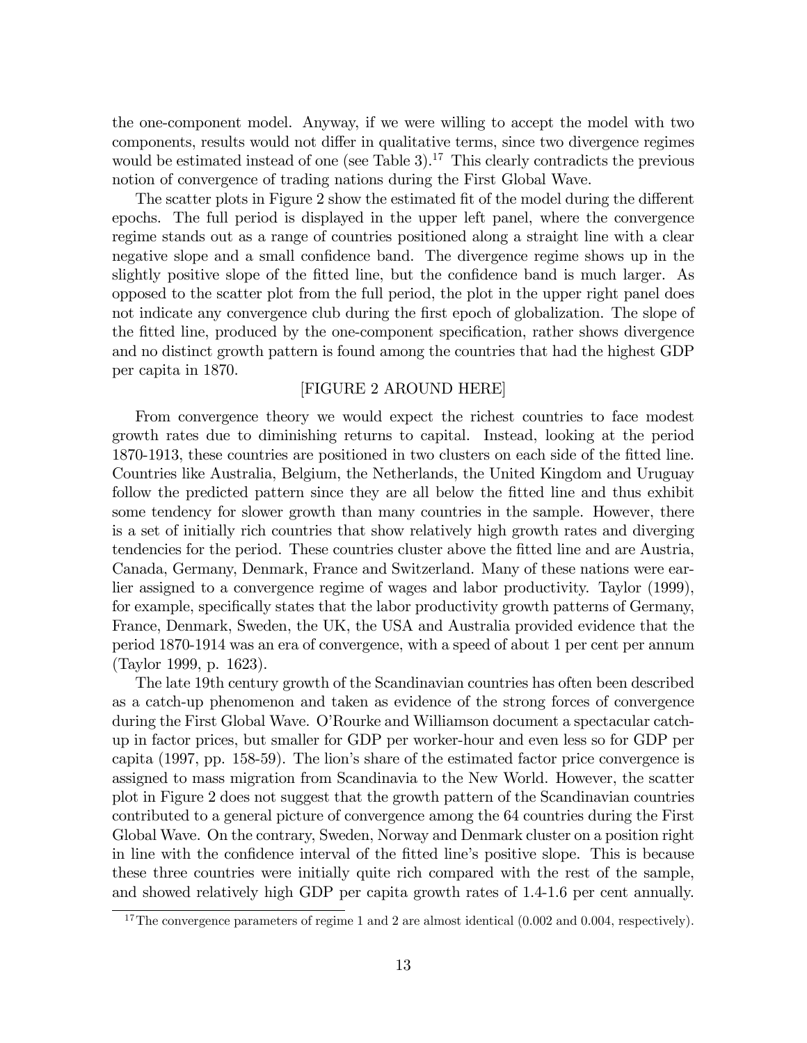the one-component model. Anyway, if we were willing to accept the model with two components, results would not differ in qualitative terms, since two divergence regimes would be estimated instead of one (see Table 3).[17] This clearly contradicts the previous notion of convergence of trading nations during the First Global Wave.

The scatter plots in Figure 2 show the estimated fit of the model during the different epochs. The full period is displayed in the upper left panel, where the convergence regime stands out as a range of countries positioned along a straight line with a clear negative slope and a small confidence band. The divergence regime shows up in the slightly positive slope of the fitted line, but the confidence band is much larger. As opposed to the scatter plot from the full period, the plot in the upper right panel does not indicate any convergence club during the first epoch of globalization. The slope of the fitted line, produced by the one-component specification, rather shows divergence and no distinct growth pattern is found among the countries that had the highest GDP per capita in 1870.

[FIGURE 2 AROUND HERE]

From convergence theory we would expect the richest countries to face modest growth rates due to diminishing returns to capital. Instead, looking at the period 1870-1913, these countries are positioned in two clusters on each side of the fitted line. Countries like Australia, Belgium, the Netherlands, the United Kingdom and Uruguay follow the predicted pattern since they are all below the fitted line and thus exhibit some tendency for slower growth than many countries in the sample. However, there is a set of initially rich countries that show relatively high growth rates and diverging tendencies for the period. These countries cluster above the fitted line and are Austria, Canada, Germany, Denmark, France and Switzerland. Many of these nations were earlier assigned to a convergence regime of wages and labor productivity. Taylor (1999), for example, specifically states that the labor productivity growth patterns of Germany, France, Denmark, Sweden, the UK, the USA and Australia provided evidence that the period 1870-1914 was an era of convergence, with a speed of about 1 per cent per annum (Taylor 1999, p. 1623).

The late 19th century growth of the Scandinavian countries has often been described as a catch-up phenomenon and taken as evidence of the strong forces of convergence during the First Global Wave. O'Rourke and Williamson document a spectacular catch-up in factor prices, but smaller for GDP per worker-hour and even less so for GDP per capita (1997, pp. 158-59). The lion's share of the estimated factor price convergence is assigned to mass migration from Scandinavia to the New World. However, the scatter plot in Figure 2 does not suggest that the growth pattern of the Scandinavian countries contributed to a general picture of convergence among the 64 countries during the First Global Wave. On the contrary, Sweden, Norway and Denmark cluster on a position right in line with the confidence interval of the fitted line's positive slope. This is because these three countries were initially quite rich compared with the rest of the sample, and showed relatively high GDP per capita growth rates of 1.4-1.6 per cent annually.

[17] The convergence parameters of regime 1 and 2 are almost identical (0.002 and 0.004, respectively).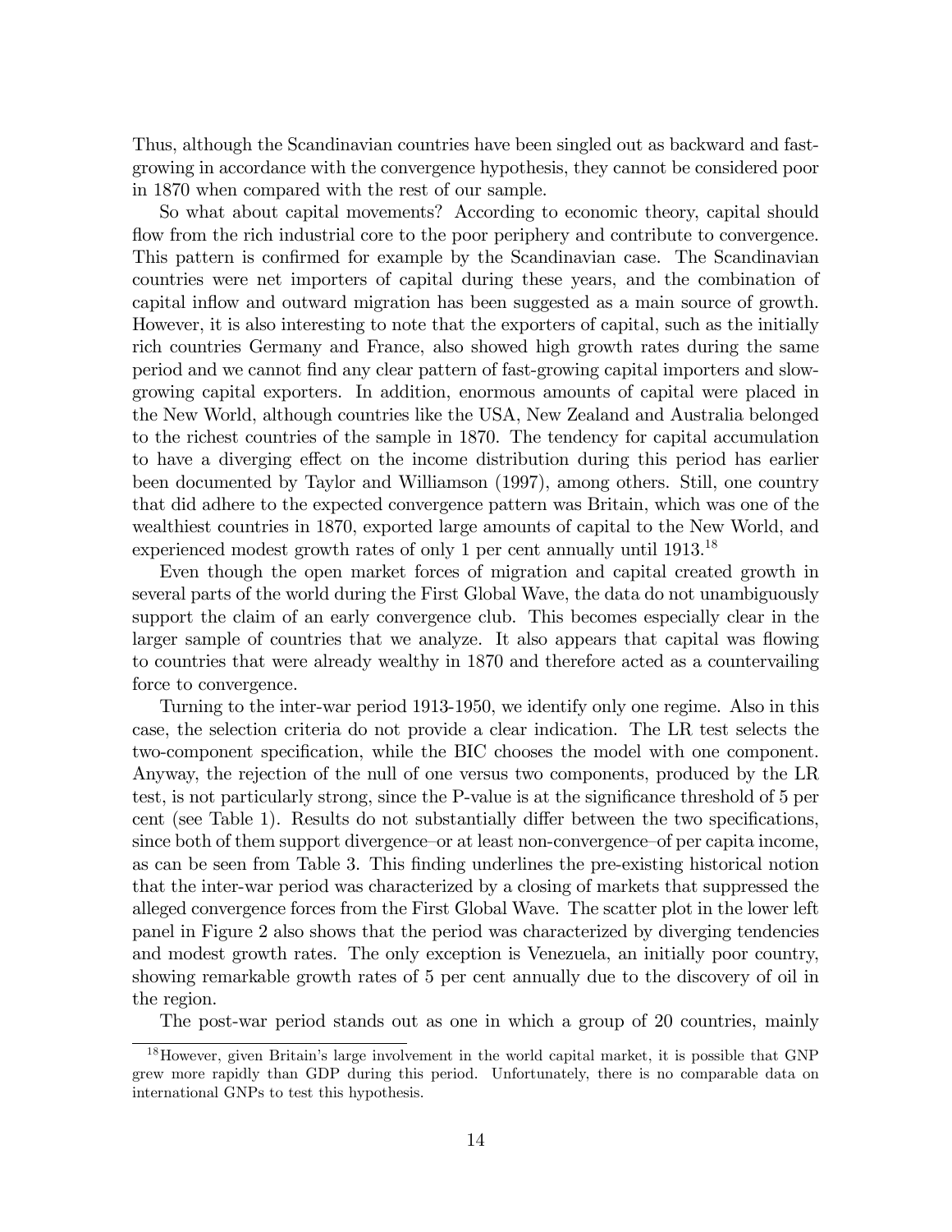Thus, although the Scandinavian countries have been singled out as backward and fast-growing in accordance with the convergence hypothesis, they cannot be considered poor in 1870 when compared with the rest of our sample.

So what about capital movements? According to economic theory, capital should flow from the rich industrial core to the poor periphery and contribute to convergence. This pattern is confirmed for example by the Scandinavian case. The Scandinavian countries were net importers of capital during these years, and the combination of capital inflow and outward migration has been suggested as a main source of growth. However, it is also interesting to note that the exporters of capital, such as the initially rich countries Germany and France, also showed high growth rates during the same period and we cannot find any clear pattern of fast-growing capital importers and slow-growing capital exporters. In addition, enormous amounts of capital were placed in the New World, although countries like the USA, New Zealand and Australia belonged to the richest countries of the sample in 1870. The tendency for capital accumulation to have a diverging effect on the income distribution during this period has earlier been documented by Taylor and Williamson (1997), among others. Still, one country that did adhere to the expected convergence pattern was Britain, which was one of the wealthiest countries in 1870, exported large amounts of capital to the New World, and experienced modest growth rates of only 1 per cent annually until 1913.[18]

Even though the open market forces of migration and capital created growth in several parts of the world during the First Global Wave, the data do not unambiguously support the claim of an early convergence club. This becomes especially clear in the larger sample of countries that we analyze. It also appears that capital was flowing to countries that were already wealthy in 1870 and therefore acted as a countervailing force to convergence.

Turning to the inter-war period 1913-1950, we identify only one regime. Also in this case, the selection criteria do not provide a clear indication. The LR test selects the two-component specification, while the BIC chooses the model with one component. Anyway, the rejection of the null of one versus two components, produced by the LR test, is not particularly strong, since the P-value is at the significance threshold of 5 per cent (see Table 1). Results do not substantially differ between the two specifications, since both of them support divergence–or at least non-convergence–of per capita income, as can be seen from Table 3. This finding underlines the pre-existing historical notion that the inter-war period was characterized by a closing of markets that suppressed the alleged convergence forces from the First Global Wave. The scatter plot in the lower left panel in Figure 2 also shows that the period was characterized by diverging tendencies and modest growth rates. The only exception is Venezuela, an initially poor country, showing remarkable growth rates of 5 per cent annually due to the discovery of oil in the region.

The post-war period stands out as one in which a group of 20 countries, mainly

[18] However, given Britain's large involvement in the world capital market, it is possible that GNP grew more rapidly than GDP during this period. Unfortunately, there is no comparable data on international GNPs to test this hypothesis.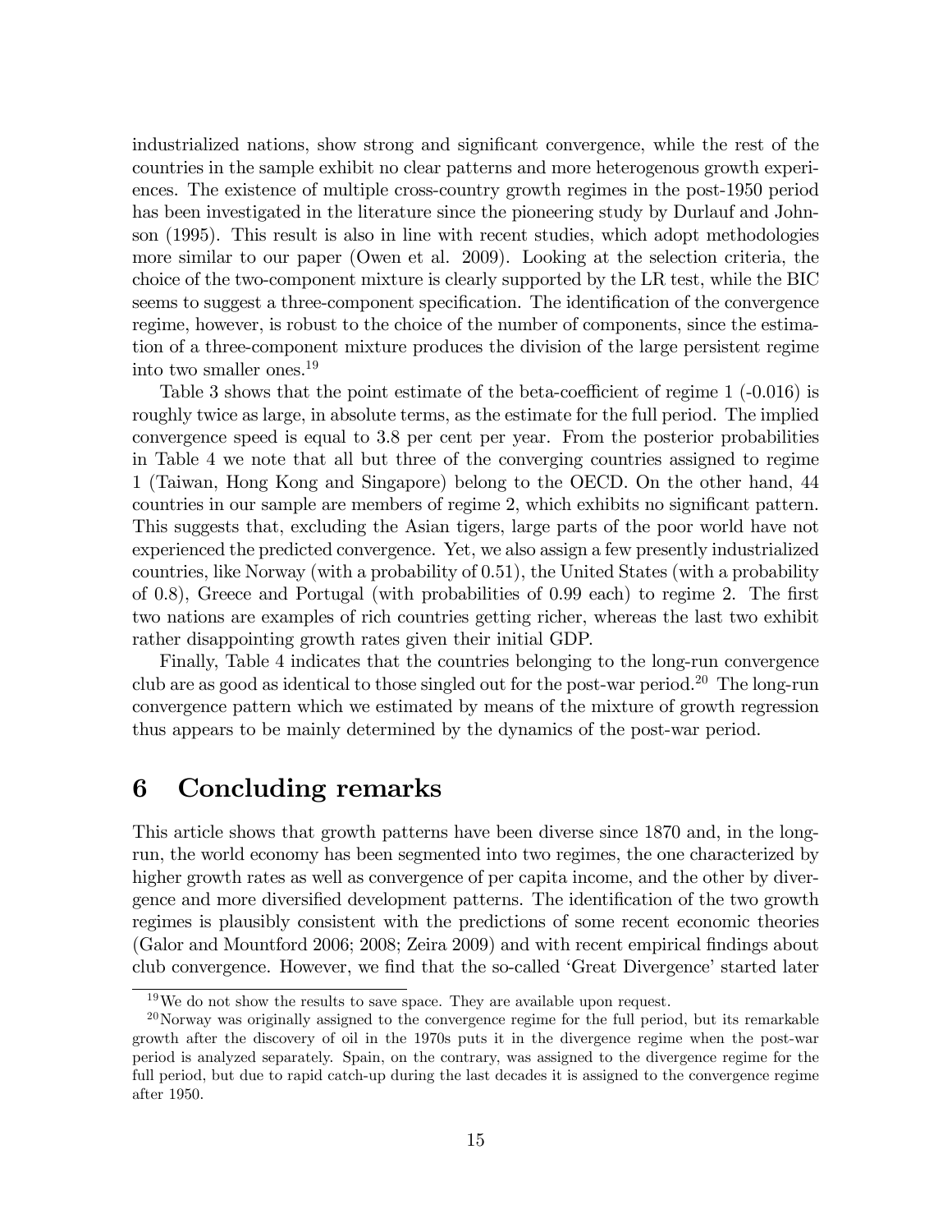industrialized nations, show strong and significant convergence, while the rest of the countries in the sample exhibit no clear patterns and more heterogenous growth experiences. The existence of multiple cross-country growth regimes in the post-1950 period has been investigated in the literature since the pioneering study by Durlauf and Johnson (1995). This result is also in line with recent studies, which adopt methodologies more similar to our paper (Owen et al. 2009). Looking at the selection criteria, the choice of the two-component mixture is clearly supported by the LR test, while the BIC seems to suggest a three-component specification. The identification of the convergence regime, however, is robust to the choice of the number of components, since the estimation of a three-component mixture produces the division of the large persistent regime into two smaller ones.[19]

Table 3 shows that the point estimate of the beta-coefficient of regime 1 (-0.016) is roughly twice as large, in absolute terms, as the estimate for the full period. The implied convergence speed is equal to 3.8 per cent per year. From the posterior probabilities in Table 4 we note that all but three of the converging countries assigned to regime 1 (Taiwan, Hong Kong and Singapore) belong to the OECD. On the other hand, 44 countries in our sample are members of regime 2, which exhibits no significant pattern. This suggests that, excluding the Asian tigers, large parts of the poor world have not experienced the predicted convergence. Yet, we also assign a few presently industrialized countries, like Norway (with a probability of 0.51), the United States (with a probability of 0.8), Greece and Portugal (with probabilities of 0.99 each) to regime 2. The first two nations are examples of rich countries getting richer, whereas the last two exhibit rather disappointing growth rates given their initial GDP.

Finally, Table 4 indicates that the countries belonging to the long-run convergence club are as good as identical to those singled out for the post-war period.[20] The long-run convergence pattern which we estimated by means of the mixture of growth regression thus appears to be mainly determined by the dynamics of the post-war period.

# 6 Concluding remarks

This article shows that growth patterns have been diverse since 1870 and, in the long-run, the world economy has been segmented into two regimes, the one characterized by higher growth rates as well as convergence of per capita income, and the other by divergence and more diversified development patterns. The identification of the two growth regimes is plausibly consistent with the predictions of some recent economic theories (Galor and Mountford 2006; 2008; Zeira 2009) and with recent empirical findings about club convergence. However, we find that the so-called 'Great Divergence' started later

[19] We do not show the results to save space. They are available upon request.

[20] Norway was originally assigned to the convergence regime for the full period, but its remarkable growth after the discovery of oil in the 1970s puts it in the divergence regime when the post-war period is analyzed separately. Spain, on the contrary, was assigned to the divergence regime for the full period, but due to rapid catch-up during the last decades it is assigned to the convergence regime after 1950.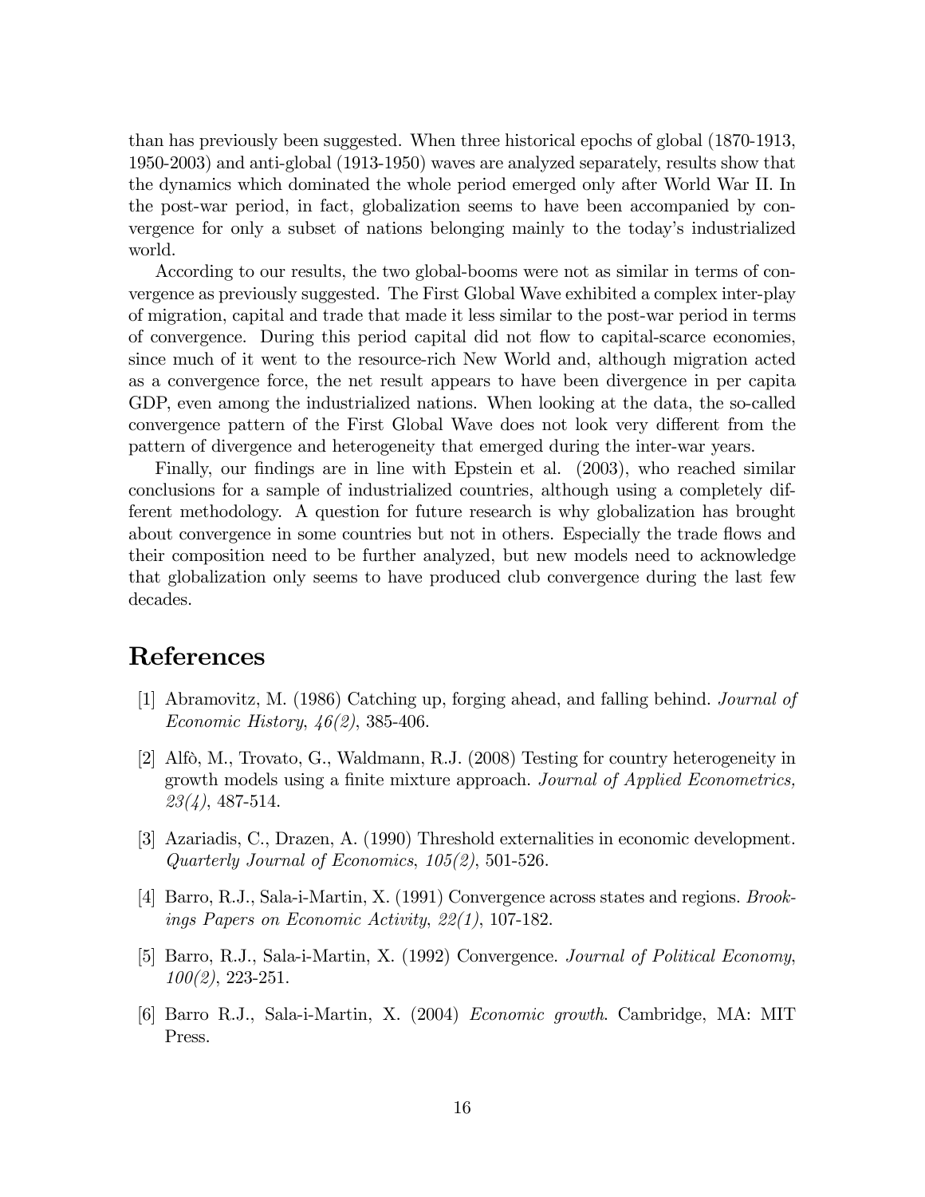than has previously been suggested. When three historical epochs of global (1870-1913, 1950-2003) and anti-global (1913-1950) waves are analyzed separately, results show that the dynamics which dominated the whole period emerged only after World War II. In the post-war period, in fact, globalization seems to have been accompanied by convergence for only a subset of nations belonging mainly to the today's industrialized world.

According to our results, the two global-booms were not as similar in terms of convergence as previously suggested. The First Global Wave exhibited a complex inter-play of migration, capital and trade that made it less similar to the post-war period in terms of convergence. During this period capital did not flow to capital-scarce economies, since much of it went to the resource-rich New World and, although migration acted as a convergence force, the net result appears to have been divergence in per capita GDP, even among the industrialized nations. When looking at the data, the so-called convergence pattern of the First Global Wave does not look very different from the pattern of divergence and heterogeneity that emerged during the inter-war years.

Finally, our findings are in line with Epstein et al. (2003), who reached similar conclusions for a sample of industrialized countries, although using a completely different methodology. A question for future research is why globalization has brought about convergence in some countries but not in others. Especially the trade flows and their composition need to be further analyzed, but new models need to acknowledge that globalization only seems to have produced club convergence during the last few decades.

# References

[1] Abramovitz, M. (1986) Catching up, forging ahead, and falling behind. *Journal of Economic History*, *46(2)*, 385-406.

[2] Alfò, M., Trovato, G., Waldmann, R.J. (2008) Testing for country heterogeneity in growth models using a finite mixture approach. *Journal of Applied Econometrics, 23(4)*, 487-514.

[3] Azariadis, C., Drazen, A. (1990) Threshold externalities in economic development. *Quarterly Journal of Economics*, *105(2)*, 501-526.

[4] Barro, R.J., Sala-i-Martin, X. (1991) Convergence across states and regions. *Brookings Papers on Economic Activity*, *22(1)*, 107-182.

[5] Barro, R.J., Sala-i-Martin, X. (1992) Convergence. *Journal of Political Economy*, *100(2)*, 223-251.

[6] Barro R.J., Sala-i-Martin, X. (2004) *Economic growth*. Cambridge, MA: MIT Press.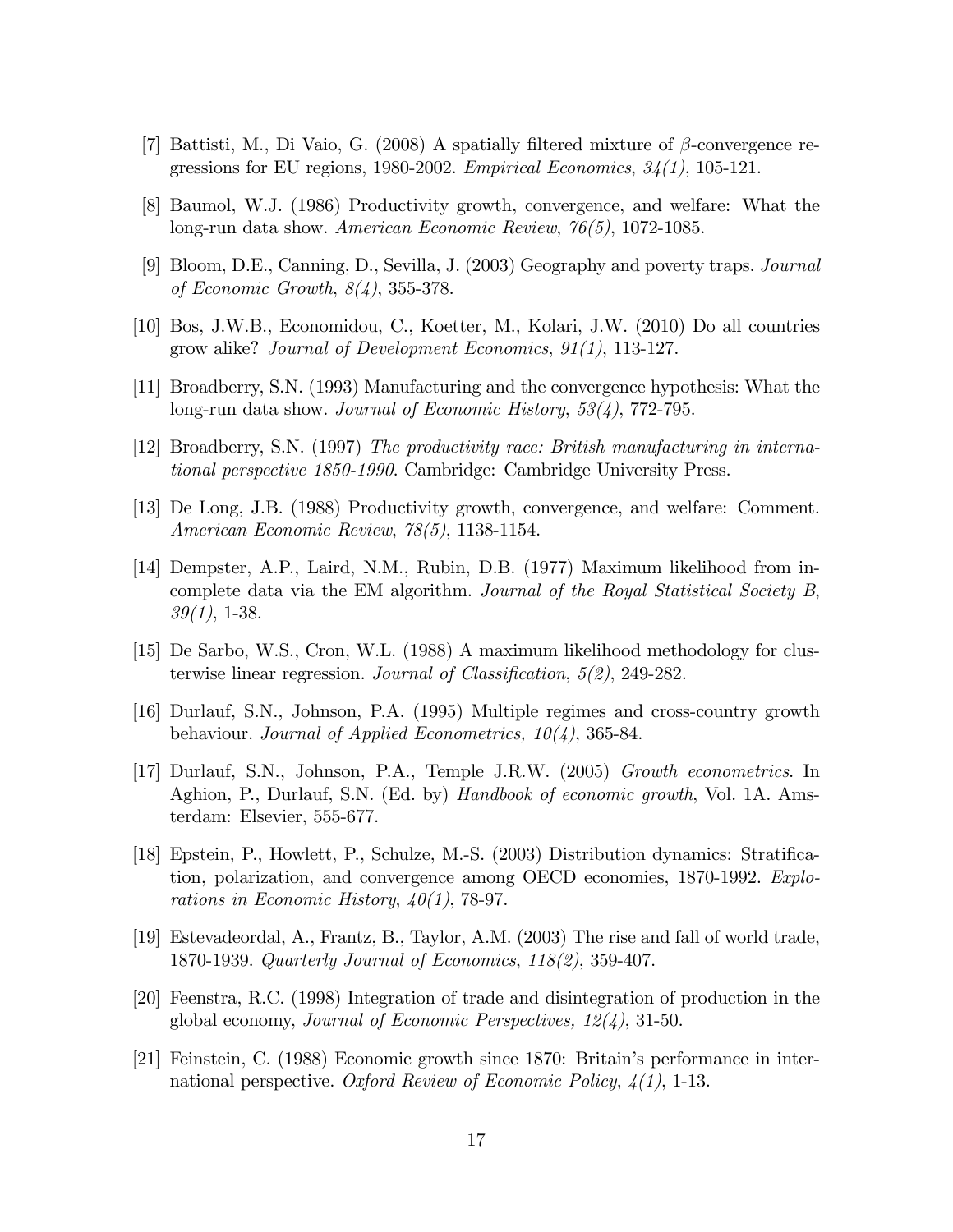[7] Battisti, M., Di Vaio, G. (2008) A spatially filtered mixture of $\beta$-convergence regressions for EU regions, 1980-2002. *Empirical Economics*, *34(1)*, 105-121.

[8] Baumol, W.J. (1986) Productivity growth, convergence, and welfare: What the long-run data show. *American Economic Review*, *76(5)*, 1072-1085.

[9] Bloom, D.E., Canning, D., Sevilla, J. (2003) Geography and poverty traps. *Journal of Economic Growth*, *8(4)*, 355-378.

[10] Bos, J.W.B., Economidou, C., Koetter, M., Kolari, J.W. (2010) Do all countries grow alike? *Journal of Development Economics*, *91(1)*, 113-127.

[11] Broadberry, S.N. (1993) Manufacturing and the convergence hypothesis: What the long-run data show. *Journal of Economic History*, *53(4)*, 772-795.

[12] Broadberry, S.N. (1997) *The productivity race: British manufacturing in international perspective 1850-1990*. Cambridge: Cambridge University Press.

[13] De Long, J.B. (1988) Productivity growth, convergence, and welfare: Comment. *American Economic Review*, *78(5)*, 1138-1154.

[14] Dempster, A.P., Laird, N.M., Rubin, D.B. (1977) Maximum likelihood from incomplete data via the EM algorithm. *Journal of the Royal Statistical Society B*, *39(1)*, 1-38.

[15] De Sarbo, W.S., Cron, W.L. (1988) A maximum likelihood methodology for clusterwise linear regression. *Journal of Classification*, *5(2)*, 249-282.

[16] Durlauf, S.N., Johnson, P.A. (1995) Multiple regimes and cross-country growth behaviour. *Journal of Applied Econometrics, 10(4)*, 365-84.

[17] Durlauf, S.N., Johnson, P.A., Temple J.R.W. (2005) *Growth econometrics*. In Aghion, P., Durlauf, S.N. (Ed. by) *Handbook of economic growth*, Vol. 1A. Amsterdam: Elsevier, 555-677.

[18] Epstein, P., Howlett, P., Schulze, M.-S. (2003) Distribution dynamics: Stratification, polarization, and convergence among OECD economies, 1870-1992. *Explorations in Economic History*, *40(1)*, 78-97.

[19] Estevadeordal, A., Frantz, B., Taylor, A.M. (2003) The rise and fall of world trade, 1870-1939. *Quarterly Journal of Economics*, *118(2)*, 359-407.

[20] Feenstra, R.C. (1998) Integration of trade and disintegration of production in the global economy, *Journal of Economic Perspectives, 12(4)*, 31-50.

[21] Feinstein, C. (1988) Economic growth since 1870: Britain's performance in international perspective. *Oxford Review of Economic Policy*, *4(1)*, 1-13.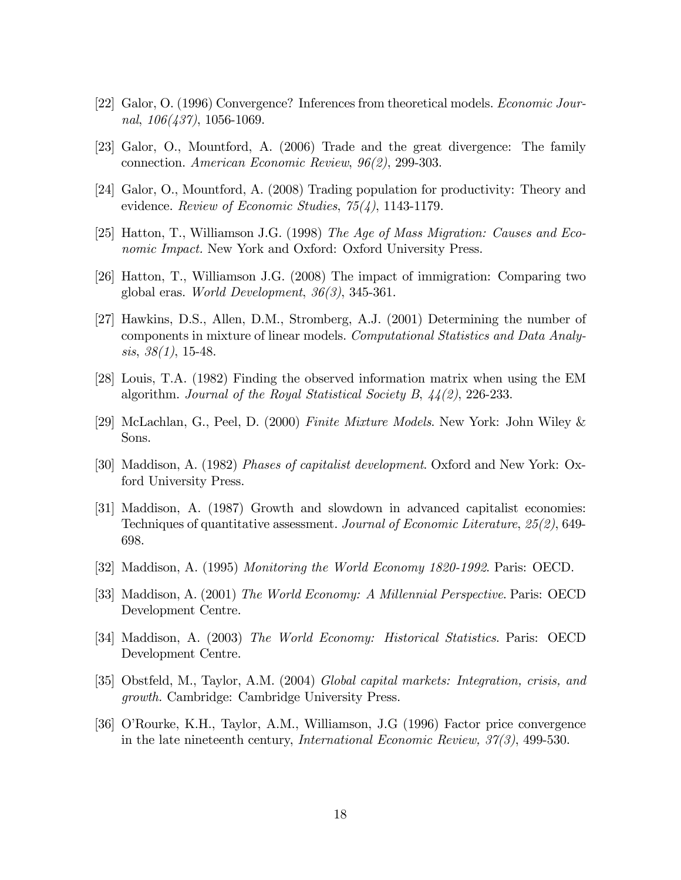[22] Galor, O. (1996) Convergence? Inferences from theoretical models. *Economic Journal*, *106(437)*, 1056-1069.

[23] Galor, O., Mountford, A. (2006) Trade and the great divergence: The family connection. *American Economic Review*, *96(2)*, 299-303.

[24] Galor, O., Mountford, A. (2008) Trading population for productivity: Theory and evidence. *Review of Economic Studies*, *75(4)*, 1143-1179.

[25] Hatton, T., Williamson J.G. (1998) *The Age of Mass Migration: Causes and Economic Impact.* New York and Oxford: Oxford University Press.

[26] Hatton, T., Williamson J.G. (2008) The impact of immigration: Comparing two global eras. *World Development*, *36(3)*, 345-361.

[27] Hawkins, D.S., Allen, D.M., Stromberg, A.J. (2001) Determining the number of components in mixture of linear models. *Computational Statistics and Data Analysis*, *38(1)*, 15-48.

[28] Louis, T.A. (1982) Finding the observed information matrix when using the EM algorithm. *Journal of the Royal Statistical Society B*, *44(2)*, 226-233.

[29] McLachlan, G., Peel, D. (2000) *Finite Mixture Models*. New York: John Wiley & Sons.

[30] Maddison, A. (1982) *Phases of capitalist development*. Oxford and New York: Oxford University Press.

[31] Maddison, A. (1987) Growth and slowdown in advanced capitalist economies: Techniques of quantitative assessment. *Journal of Economic Literature*, *25(2)*, 649-698.

[32] Maddison, A. (1995) *Monitoring the World Economy 1820-1992*. Paris: OECD.

[33] Maddison, A. (2001) *The World Economy: A Millennial Perspective*. Paris: OECD Development Centre.

[34] Maddison, A. (2003) *The World Economy: Historical Statistics*. Paris: OECD Development Centre.

[35] Obstfeld, M., Taylor, A.M. (2004) *Global capital markets: Integration, crisis, and growth.* Cambridge: Cambridge University Press.

[36] O'Rourke, K.H., Taylor, A.M., Williamson, J.G (1996) Factor price convergence in the late nineteenth century, *International Economic Review, 37(3)*, 499-530.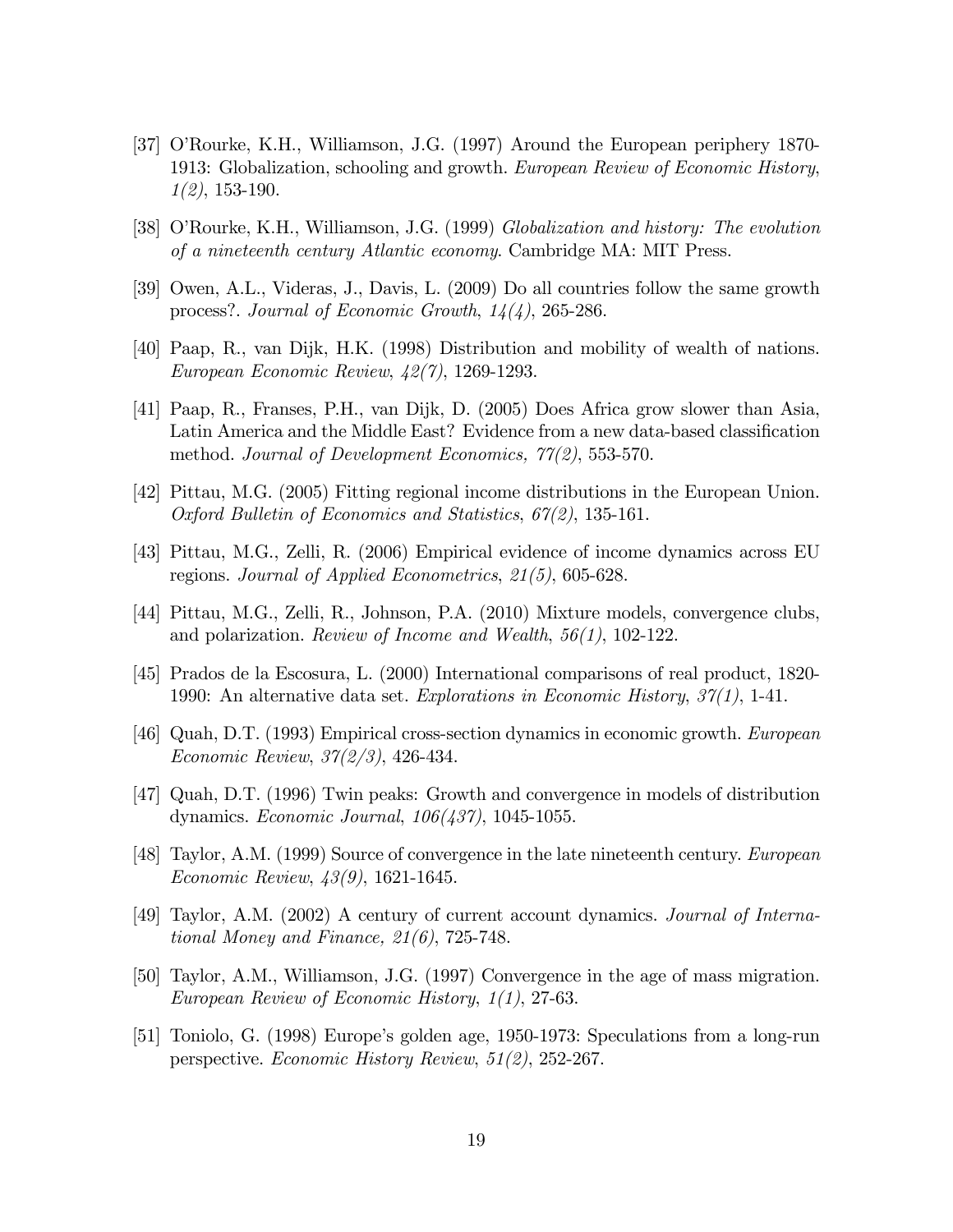[37] O'Rourke, K.H., Williamson, J.G. (1997) Around the European periphery 1870-1913: Globalization, schooling and growth. *European Review of Economic History*, *1(2)*, 153-190.

[38] O'Rourke, K.H., Williamson, J.G. (1999) *Globalization and history: The evolution of a nineteenth century Atlantic economy*. Cambridge MA: MIT Press.

[39] Owen, A.L., Videras, J., Davis, L. (2009) Do all countries follow the same growth process?. *Journal of Economic Growth*, *14(4)*, 265-286.

[40] Paap, R., van Dijk, H.K. (1998) Distribution and mobility of wealth of nations. *European Economic Review*, *42(7)*, 1269-1293.

[41] Paap, R., Franses, P.H., van Dijk, D. (2005) Does Africa grow slower than Asia, Latin America and the Middle East? Evidence from a new data-based classification method. *Journal of Development Economics, 77(2)*, 553-570.

[42] Pittau, M.G. (2005) Fitting regional income distributions in the European Union. *Oxford Bulletin of Economics and Statistics*, *67(2)*, 135-161.

[43] Pittau, M.G., Zelli, R. (2006) Empirical evidence of income dynamics across EU regions. *Journal of Applied Econometrics*, *21(5)*, 605-628.

[44] Pittau, M.G., Zelli, R., Johnson, P.A. (2010) Mixture models, convergence clubs, and polarization. *Review of Income and Wealth*, *56(1)*, 102-122.

[45] Prados de la Escosura, L. (2000) International comparisons of real product, 1820-1990: An alternative data set. *Explorations in Economic History*, *37(1)*, 1-41.

[46] Quah, D.T. (1993) Empirical cross-section dynamics in economic growth. *European Economic Review*, *37(2/3)*, 426-434.

[47] Quah, D.T. (1996) Twin peaks: Growth and convergence in models of distribution dynamics. *Economic Journal*, *106(437)*, 1045-1055.

[48] Taylor, A.M. (1999) Source of convergence in the late nineteenth century. *European Economic Review*, *43(9)*, 1621-1645.

[49] Taylor, A.M. (2002) A century of current account dynamics. *Journal of International Money and Finance, 21(6)*, 725-748.

[50] Taylor, A.M., Williamson, J.G. (1997) Convergence in the age of mass migration. *European Review of Economic History*, *1(1)*, 27-63.

[51] Toniolo, G. (1998) Europe's golden age, 1950-1973: Speculations from a long-run perspective. *Economic History Review*, *51(2)*, 252-267.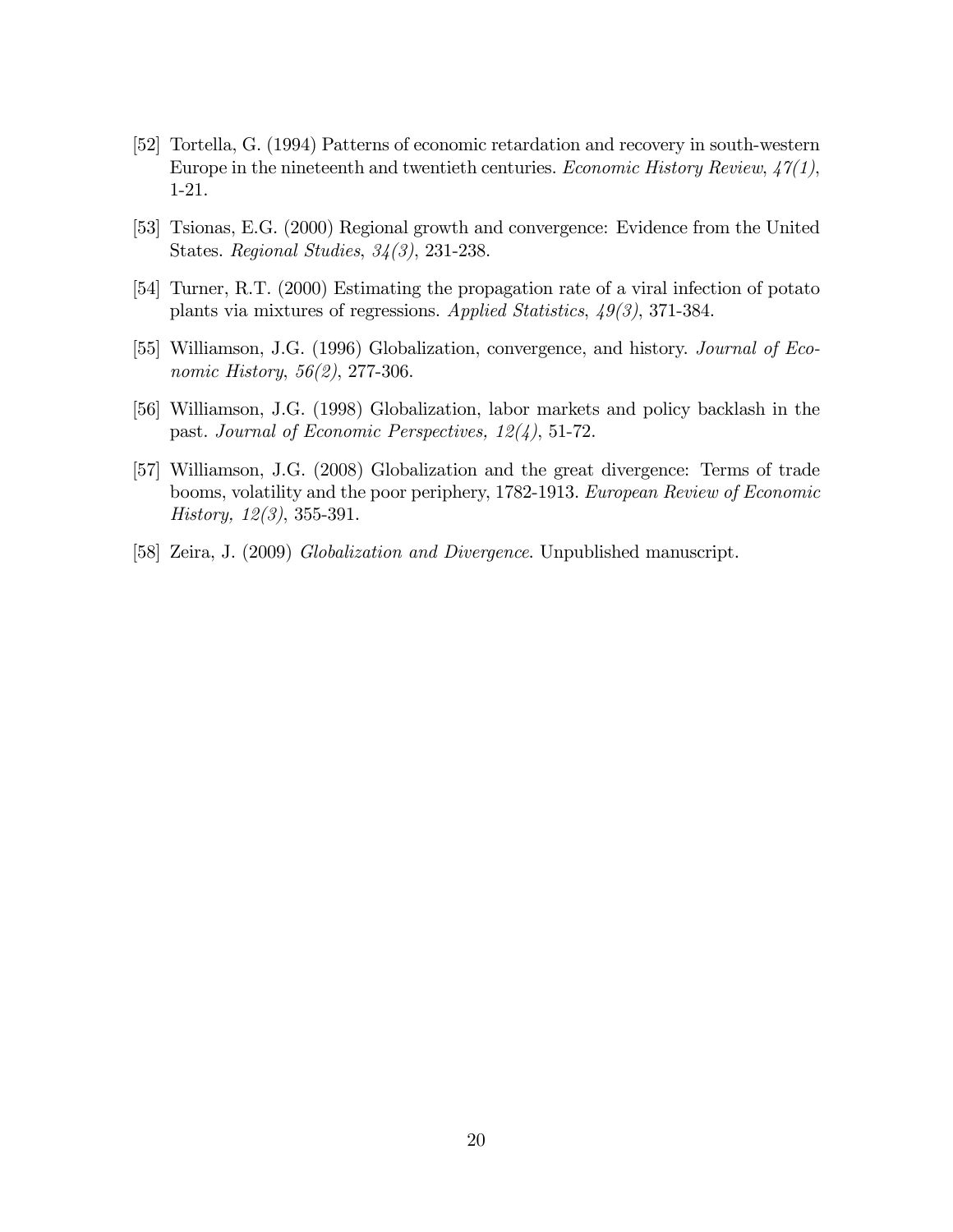[52] Tortella, G. (1994) Patterns of economic retardation and recovery in south-western Europe in the nineteenth and twentieth centuries. *Economic History Review*, *47(1)*, 1-21.

[53] Tsionas, E.G. (2000) Regional growth and convergence: Evidence from the United States. *Regional Studies*, *34(3)*, 231-238.

[54] Turner, R.T. (2000) Estimating the propagation rate of a viral infection of potato plants via mixtures of regressions. *Applied Statistics*, *49(3)*, 371-384.

[55] Williamson, J.G. (1996) Globalization, convergence, and history. *Journal of Economic History*, *56(2)*, 277-306.

[56] Williamson, J.G. (1998) Globalization, labor markets and policy backlash in the past. *Journal of Economic Perspectives, 12(4)*, 51-72.

[57] Williamson, J.G. (2008) Globalization and the great divergence: Terms of trade booms, volatility and the poor periphery, 1782-1913. *European Review of Economic History, 12(3)*, 355-391.

[58] Zeira, J. (2009) *Globalization and Divergence*. Unpublished manuscript.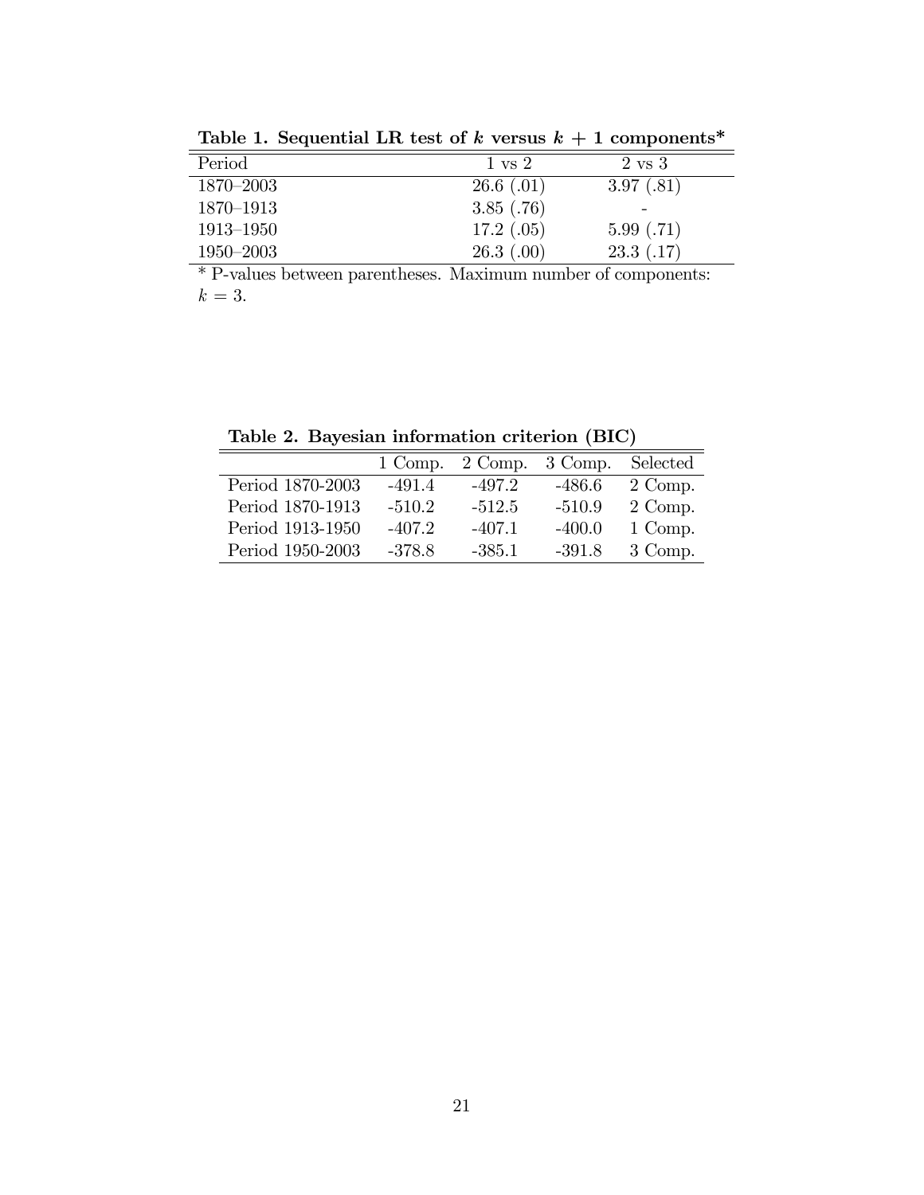**Table 1. Sequential LR test of $k$ versus $k+1$ components***

| Period | 1 vs 2 | 2 vs 3 |
|---|---|---|
| 1870–2003 | 26.6 (.01) | 3.97 (.81) |
| 1870–1913 | 3.85 (.76) | - |
| 1913–1950 | 17.2 (.05) | 5.99 (.71) |
| 1950–2003 | 26.3 (.00) | 23.3 (.17) |

* P-values between parentheses. Maximum number of components: $k = 3$.

**Table 2. Bayesian information criterion (BIC)**

| | 1 Comp. | 2 Comp. | 3 Comp. | Selected |
|---|---|---|---|---|
| Period 1870-2003 | -491.4 | -497.2 | -486.6 | 2 Comp. |
| Period 1870-1913 | -510.2 | -512.5 | -510.9 | 2 Comp. |
| Period 1913-1950 | -407.2 | -407.1 | -400.0 | 1 Comp. |
| Period 1950-2003 | -378.8 | -385.1 | -391.8 | 3 Comp. |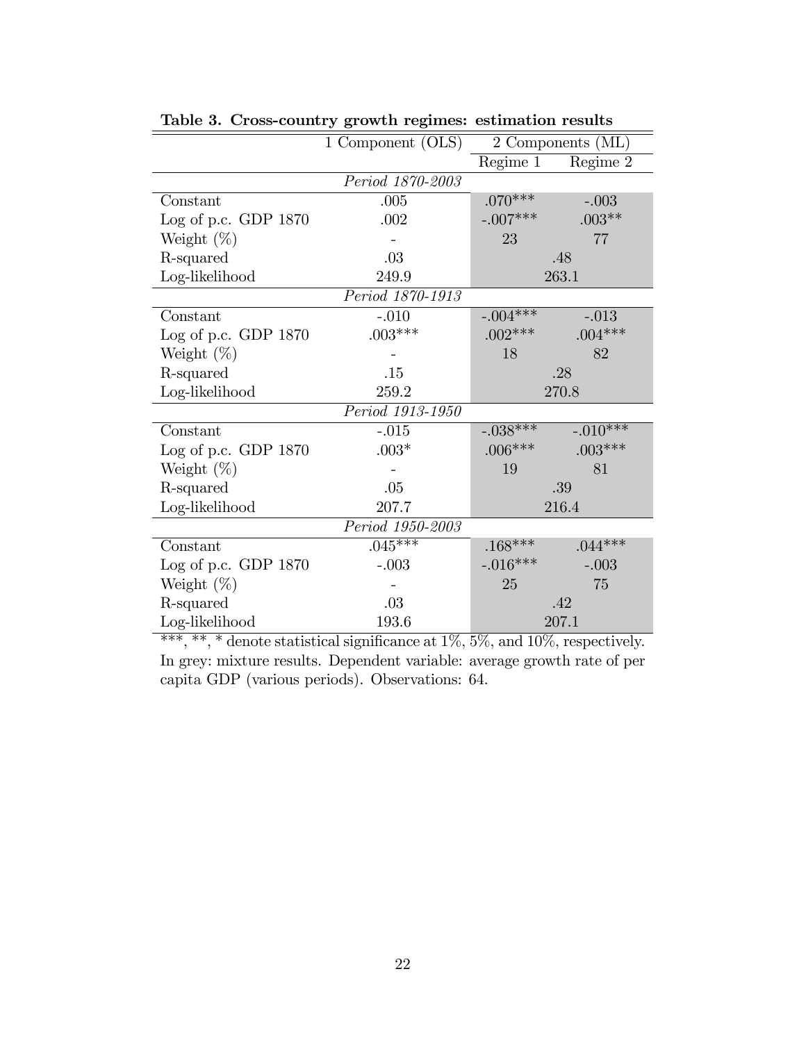**Table 3. Cross-country growth regimes: estimation results**

| | 1 Component (OLS) | 2 Components (ML) | |
|---|---|---|---|
| | | Regime 1 | Regime 2 |
| | *Period 1870-2003* | | |
| Constant | .005 | .070*** | -.003 |
| Log of p.c. GDP 1870 | .002 | -.007*** | .003** |
| Weight (%) | - | 23 | 77 |
| R-squared | .03 | .48 | |
| Log-likelihood | 249.9 | 263.1 | |
| | *Period 1870-1913* | | |
| Constant | -.010 | -.004*** | -.013 |
| Log of p.c. GDP 1870 | .003*** | .002*** | .004*** |
| Weight (%) | - | 18 | 82 |
| R-squared | .15 | .28 | |
| Log-likelihood | 259.2 | 270.8 | |
| | *Period 1913-1950* | | |
| Constant | -.015 | -.038*** | -.010*** |
| Log of p.c. GDP 1870 | .003* | .006*** | .003*** |
| Weight (%) | - | 19 | 81 |
| R-squared | .05 | .39 | |
| Log-likelihood | 207.7 | 216.4 | |
| | *Period 1950-2003* | | |
| Constant | .045*** | .168*** | .044*** |
| Log of p.c. GDP 1870 | -.003 | -.016*** | -.003 |
| Weight (%) | - | 25 | 75 |
| R-squared | .03 | .42 | |
| Log-likelihood | 193.6 | 207.1 | |

***, **, * denote statistical significance at 1%, 5%, and 10%, respectively. In grey: mixture results. Dependent variable: average growth rate of per capita GDP (various periods). Observations: 64.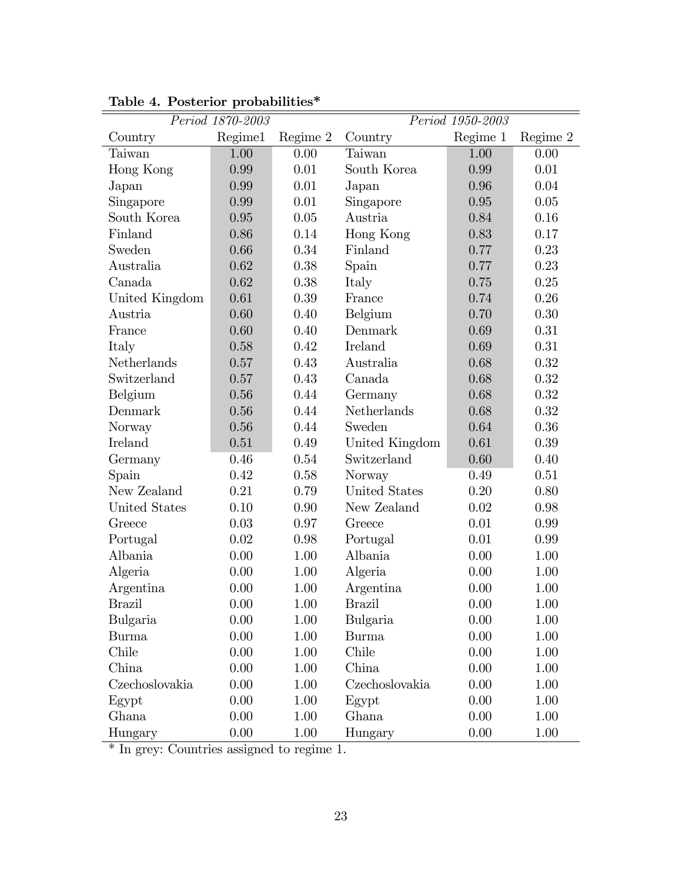**Table 4. Posterior probabilities***

| *Period 1870-2003* | | | *Period 1950-2003* | | |
|---|---|---|---|---|---|
| Country | Regime1 | Regime 2 | Country | Regime 1 | Regime 2 |
| Taiwan | 1.00 | 0.00 | Taiwan | 1.00 | 0.00 |
| Hong Kong | 0.99 | 0.01 | South Korea | 0.99 | 0.01 |
| Japan | 0.99 | 0.01 | Japan | 0.96 | 0.04 |
| Singapore | 0.99 | 0.01 | Singapore | 0.95 | 0.05 |
| South Korea | 0.95 | 0.05 | Austria | 0.84 | 0.16 |
| Finland | 0.86 | 0.14 | Hong Kong | 0.83 | 0.17 |
| Sweden | 0.66 | 0.34 | Finland | 0.77 | 0.23 |
| Australia | 0.62 | 0.38 | Spain | 0.77 | 0.23 |
| Canada | 0.62 | 0.38 | Italy | 0.75 | 0.25 |
| United Kingdom | 0.61 | 0.39 | France | 0.74 | 0.26 |
| Austria | 0.60 | 0.40 | Belgium | 0.70 | 0.30 |
| France | 0.60 | 0.40 | Denmark | 0.69 | 0.31 |
| Italy | 0.58 | 0.42 | Ireland | 0.69 | 0.31 |
| Netherlands | 0.57 | 0.43 | Australia | 0.68 | 0.32 |
| Switzerland | 0.57 | 0.43 | Canada | 0.68 | 0.32 |
| Belgium | 0.56 | 0.44 | Germany | 0.68 | 0.32 |
| Denmark | 0.56 | 0.44 | Netherlands | 0.68 | 0.32 |
| Norway | 0.56 | 0.44 | Sweden | 0.64 | 0.36 |
| Ireland | 0.51 | 0.49 | United Kingdom | 0.61 | 0.39 |
| Germany | 0.46 | 0.54 | Switzerland | 0.60 | 0.40 |
| Spain | 0.42 | 0.58 | Norway | 0.49 | 0.51 |
| New Zealand | 0.21 | 0.79 | United States | 0.20 | 0.80 |
| United States | 0.10 | 0.90 | New Zealand | 0.02 | 0.98 |
| Greece | 0.03 | 0.97 | Greece | 0.01 | 0.99 |
| Portugal | 0.02 | 0.98 | Portugal | 0.01 | 0.99 |
| Albania | 0.00 | 1.00 | Albania | 0.00 | 1.00 |
| Algeria | 0.00 | 1.00 | Algeria | 0.00 | 1.00 |
| Argentina | 0.00 | 1.00 | Argentina | 0.00 | 1.00 |
| Brazil | 0.00 | 1.00 | Brazil | 0.00 | 1.00 |
| Bulgaria | 0.00 | 1.00 | Bulgaria | 0.00 | 1.00 |
| Burma | 0.00 | 1.00 | Burma | 0.00 | 1.00 |
| Chile | 0.00 | 1.00 | Chile | 0.00 | 1.00 |
| China | 0.00 | 1.00 | China | 0.00 | 1.00 |
| Czechoslovakia | 0.00 | 1.00 | Czechoslovakia | 0.00 | 1.00 |
| Egypt | 0.00 | 1.00 | Egypt | 0.00 | 1.00 |
| Ghana | 0.00 | 1.00 | Ghana | 0.00 | 1.00 |
| Hungary | 0.00 | 1.00 | Hungary | 0.00 | 1.00 |

* In grey: Countries assigned to regime 1.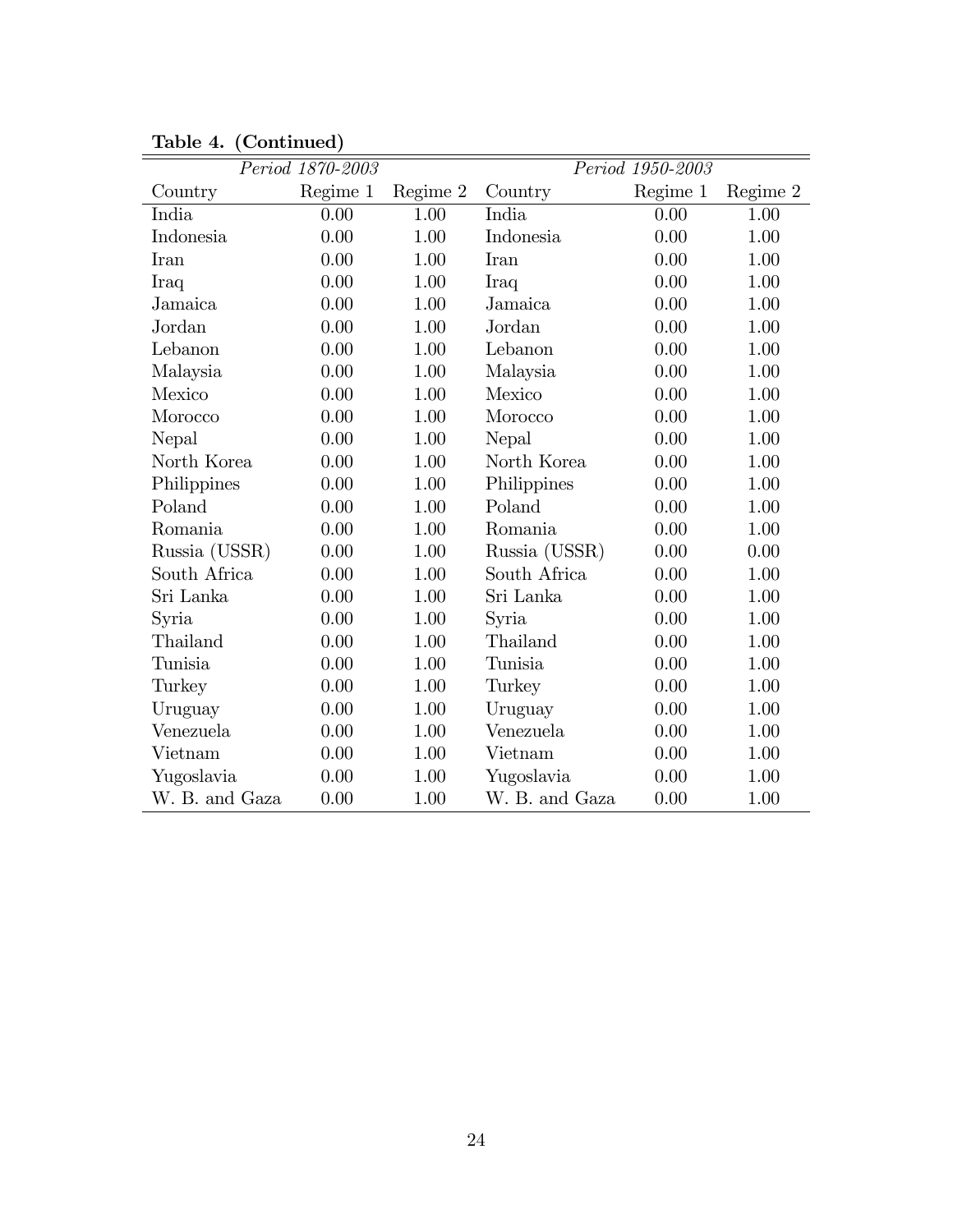**Table 4. (Continued)**

| *Period 1870-2003* | | | *Period 1950-2003* | | |
|---|---|---|---|---|---|
| Country | Regime 1 | Regime 2 | Country | Regime 1 | Regime 2 |
| India | 0.00 | 1.00 | India | 0.00 | 1.00 |
| Indonesia | 0.00 | 1.00 | Indonesia | 0.00 | 1.00 |
| Iran | 0.00 | 1.00 | Iran | 0.00 | 1.00 |
| Iraq | 0.00 | 1.00 | Iraq | 0.00 | 1.00 |
| Jamaica | 0.00 | 1.00 | Jamaica | 0.00 | 1.00 |
| Jordan | 0.00 | 1.00 | Jordan | 0.00 | 1.00 |
| Lebanon | 0.00 | 1.00 | Lebanon | 0.00 | 1.00 |
| Malaysia | 0.00 | 1.00 | Malaysia | 0.00 | 1.00 |
| Mexico | 0.00 | 1.00 | Mexico | 0.00 | 1.00 |
| Morocco | 0.00 | 1.00 | Morocco | 0.00 | 1.00 |
| Nepal | 0.00 | 1.00 | Nepal | 0.00 | 1.00 |
| North Korea | 0.00 | 1.00 | North Korea | 0.00 | 1.00 |
| Philippines | 0.00 | 1.00 | Philippines | 0.00 | 1.00 |
| Poland | 0.00 | 1.00 | Poland | 0.00 | 1.00 |
| Romania | 0.00 | 1.00 | Romania | 0.00 | 1.00 |
| Russia (USSR) | 0.00 | 1.00 | Russia (USSR) | 0.00 | 0.00 |
| South Africa | 0.00 | 1.00 | South Africa | 0.00 | 1.00 |
| Sri Lanka | 0.00 | 1.00 | Sri Lanka | 0.00 | 1.00 |
| Syria | 0.00 | 1.00 | Syria | 0.00 | 1.00 |
| Thailand | 0.00 | 1.00 | Thailand | 0.00 | 1.00 |
| Tunisia | 0.00 | 1.00 | Tunisia | 0.00 | 1.00 |
| Turkey | 0.00 | 1.00 | Turkey | 0.00 | 1.00 |
| Uruguay | 0.00 | 1.00 | Uruguay | 0.00 | 1.00 |
| Venezuela | 0.00 | 1.00 | Venezuela | 0.00 | 1.00 |
| Vietnam | 0.00 | 1.00 | Vietnam | 0.00 | 1.00 |
| Yugoslavia | 0.00 | 1.00 | Yugoslavia | 0.00 | 1.00 |
| W. B. and Gaza | 0.00 | 1.00 | W. B. and Gaza | 0.00 | 1.00 |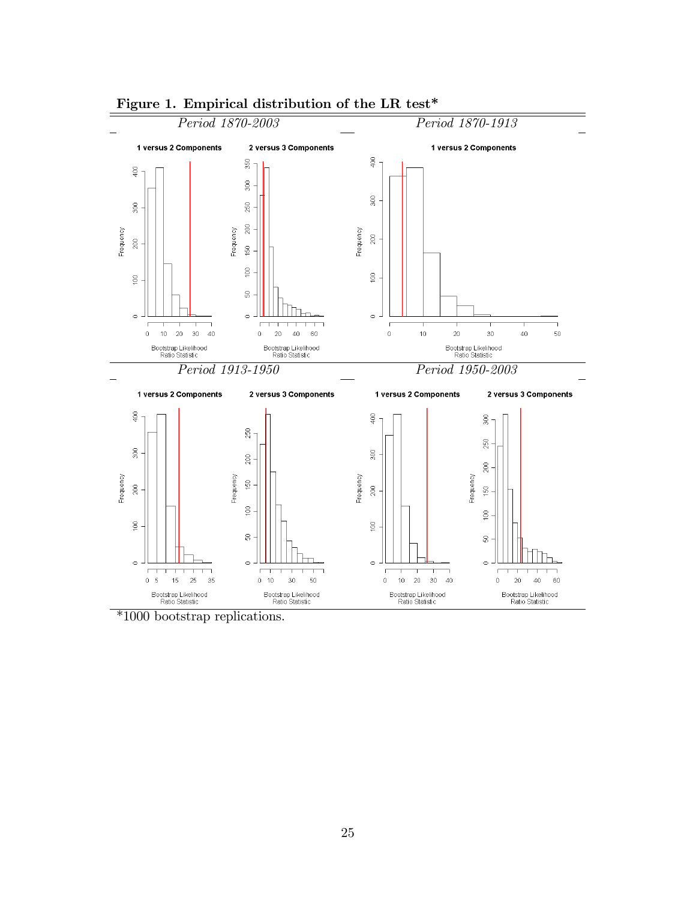**Figure 1. Empirical distribution of the LR test***

*Period 1870-2003* — *Period 1870-1913*

1 versus 2 Components — 2 versus 3 Components — 1 versus 2 Components

*Period 1913-1950* — *Period 1950-2003*

1 versus 2 Components — 2 versus 3 Components — 1 versus 2 Components — 2 versus 3 Components

*1000 bootstrap replications.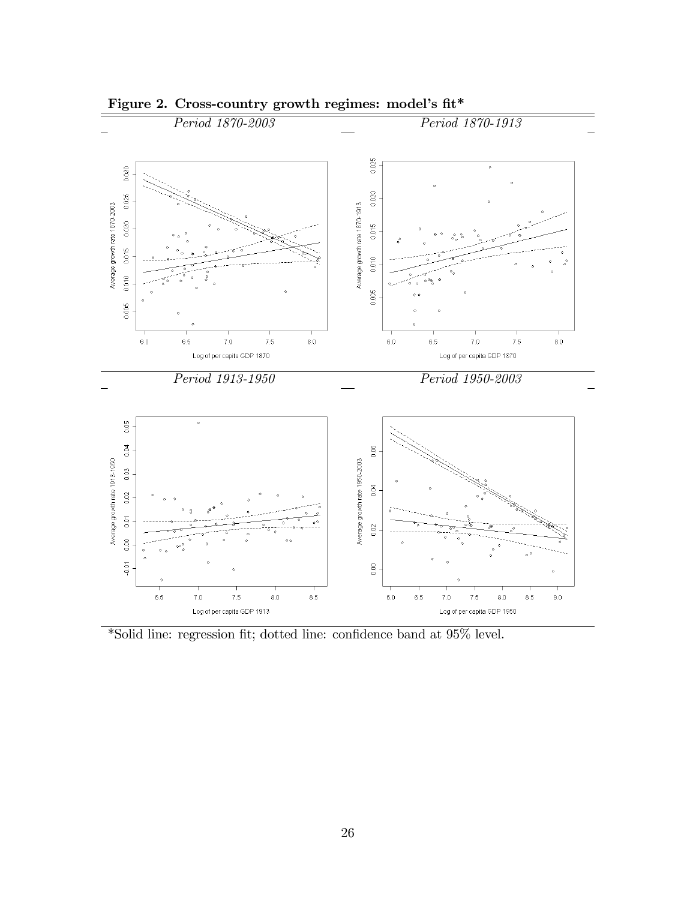**Figure 2. Cross-country growth regimes: model's fit***

*Period 1870-2003*

Average growth rate 1870-2003

0.005 0.010 0.015 0.020 0.025 0.030

Log of per capita GDP 1870

6.0 6.5 7.0 7.5 8.0

*Period 1870-1913*

Average growth rate 1870-1913

0.005 0.010 0.015 0.020 0.025

Log of per capita GDP 1870

6.0 6.5 7.0 7.5 8.0

*Period 1913-1950*

Average growth rate 1913-1950

-0.01 0.00 0.01 0.02 0.03 0.04 0.05

Log of per capita GDP 1913

6.5 7.0 7.5 8.0 8.5

*Period 1950-2003*

Average growth rate 1950-2003

0.00 0.02 0.04 0.06

Log of per capita GDP 1950

6.0 6.5 7.0 7.5 8.0 8.5 9.0

*Solid line: regression fit; dotted line: confidence band at 95% level.